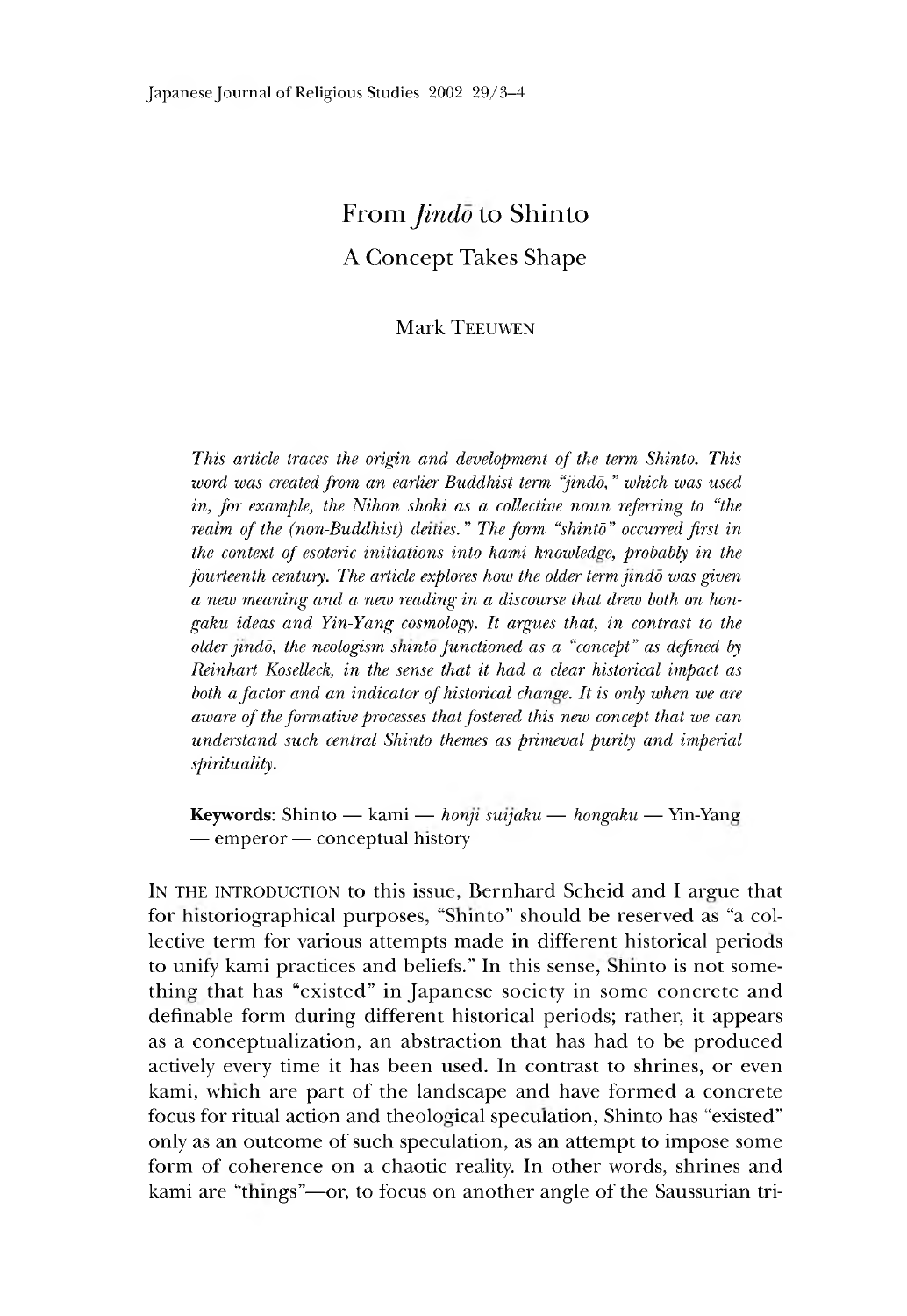# From *Jindō* to Shinto

## A Concept Takes Shape

Mark TEEUWEN

*This article traces the origin and development of the term Shinto. This word was created from an earlier Buddhist term "jindō," which was used in, for example, the Nihon shoki as a collective noun referring to "the realm of the (non-Buddhist) deities." The form "shintō" occurred first in the context of esoteric initiations into kami knowledge, probably in the fourteenth century. The article explores how the older term jindō was given a new meaning and a new reading in a discourse that drew both on hongaku ideas and Yin-Yang cosmology. It argues that, in contrast to the older jindō, the neologism shintō functioned as a "concept" as defined by Reinhart Koselleck, in the sense that it had a clear historical impact as both a factor and an indicator of historical change. It is only when we are aware of the formative processes that fostered this new concept that we can understand such central Shinto themes as primeval purity and imperial spirituality.*

**Keywords**: Shinto — kami — *honji suijaku* — *hongaku* — Yin-Yang — emperor — conceptual history

IN THE INTRODUCTION to this issue, Bernhard Scheid and I argue that for historiographical purposes, "Shinto" should be reserved as "a collective term for various attempts made in different historical periods to unify kami practices and beliefs." In this sense, Shinto is not something that has "existed" in Japanese society in some concrete and definable form during different historical periods; rather, it appears as a conceptualization, an abstraction that has had to be produced actively every time it has been used. In contrast to shrines, or even kami, which are part of the landscape and have formed a concrete focus for ritual action and theological speculation, Shinto has "existed" only as an outcome of such speculation, as an attempt to impose some form of coherence on a chaotic reality. In other words, shrines and kami are "things"—or, to focus on another angle of the Saussurian tri-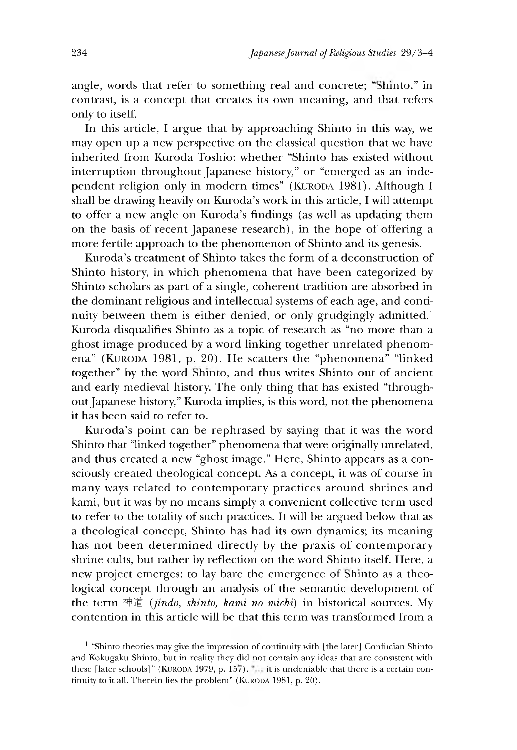angle, words that refer to something real and concrete; "Shinto," in contrast, is a concept that creates its own meaning, and that refers only to itself.

In this article, I argue that by approaching Shinto in this way, we may open up a new perspective on the classical question that we have inherited from Kuroda Toshio: whether "Shinto has existed without interruption throughout Japanese history," or "emerged as an independent religion only in modern times" (Kuroda 1981). Although I shall be drawing heavily on Kuroda's work in this article, I will attempt to offer a new angle on Kuroda's findings (as well as updating them on the basis of recent Japanese research), in the hope of offering a more fertile approach to the phenomenon of Shinto and its genesis.

Kuroda's treatment of Shinto takes the form of a deconstruction of Shinto history, in which phenomena that have been categorized by Shinto scholars as part of a single, coherent tradition are absorbed in the dominant religious and intellectual systems of each age, and continuity between them is either denied, or only grudgingly admitted.[1] Kuroda disqualifies Shinto as a topic of research as "no more than a ghost image produced by a word linking together unrelated phenomena" (Kuroda 1981, p. 20). He scatters the "phenomena" "linked together" by the word Shinto, and thus writes Shinto out of ancient and early medieval history. The only thing that has existed "throughout Japanese history," Kuroda implies, is this word, not the phenomena it has been said to refer to.

Kuroda's point can be rephrased by saying that it was the word Shinto that "linked together" phenomena that were originally unrelated, and thus created a new "ghost image." Here, Shinto appears as a consciously created theological concept. As a concept, it was of course in many ways related to contemporary practices around shrines and kami, but it was by no means simply a convenient collective term used to refer to the totality of such practices. It will be argued below that as a theological concept, Shinto has had its own dynamics; its meaning has not been determined directly by the praxis of contemporary shrine cults, but rather by reflection on the word Shinto itself. Here, a new project emerges: to lay bare the emergence of Shinto as a theological concept through an analysis of the semantic development of the term 神道 (*jindō, shintō, kami no michi*) in historical sources. My contention in this article will be that this term was transformed from a

[1] "Shinto theories may give the impression of continuity with [the later] Confucian Shinto and Kokugaku Shinto, but in reality they did not contain any ideas that are consistent with these [later schools]" (Kuroda 1979, p. 157). "... it is undeniable that there is a certain continuity to it all. Therein lies the problem" (Kuroda 1981, p. 20).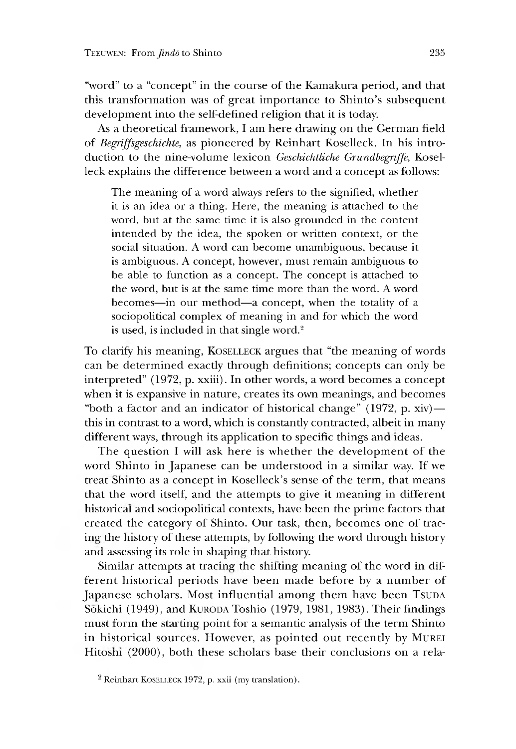"word" to a "concept" in the course of the Kamakura period, and that this transformation was of great importance to Shinto's subsequent development into the self-defined religion that it is today.

As a theoretical framework, I am here drawing on the German field of *Begriffsgeschichte*, as pioneered by Reinhart Koselleck. In his introduction to the nine-volume lexicon *Geschichtliche Grundbegriffe*, Koselleck explains the difference between a word and a concept as follows:

> The meaning of a word always refers to the signified, whether it is an idea or a thing. Here, the meaning is attached to the word, but at the same time it is also grounded in the content intended by the idea, the spoken or written context, or the social situation. A word can become unambiguous, because it is ambiguous. A concept, however, must remain ambiguous to be able to function as a concept. The concept is attached to the word, but is at the same time more than the word. A word becomes—in our method—a concept, when the totality of a sociopolitical complex of meaning in and for which the word is used, is included in that single word.[2]

To clarify his meaning, KOSELLECK argues that "the meaning of words can be determined exactly through definitions; concepts can only be interpreted" (1972, p. xxiii). In other words, a word becomes a concept when it is expansive in nature, creates its own meanings, and becomes "both a factor and an indicator of historical change" (1972, p. xiv)—this in contrast to a word, which is constantly contracted, albeit in many different ways, through its application to specific things and ideas.

The question I will ask here is whether the development of the word Shinto in Japanese can be understood in a similar way. If we treat Shinto as a concept in Koselleck's sense of the term, that means that the word itself, and the attempts to give it meaning in different historical and sociopolitical contexts, have been the prime factors that created the category of Shinto. Our task, then, becomes one of tracing the history of these attempts, by following the word through history and assessing its role in shaping that history.

Similar attempts at tracing the shifting meaning of the word in different historical periods have been made before by a number of Japanese scholars. Most influential among them have been TSUDA Sōkichi (1949), and KURODA Toshio (1979, 1981, 1983). Their findings must form the starting point for a semantic analysis of the term Shinto in historical sources. However, as pointed out recently by MUREI Hitoshi (2000), both these scholars base their conclusions on a rela-

[2] Reinhart KOSELLECK 1972, p. xxii (my translation).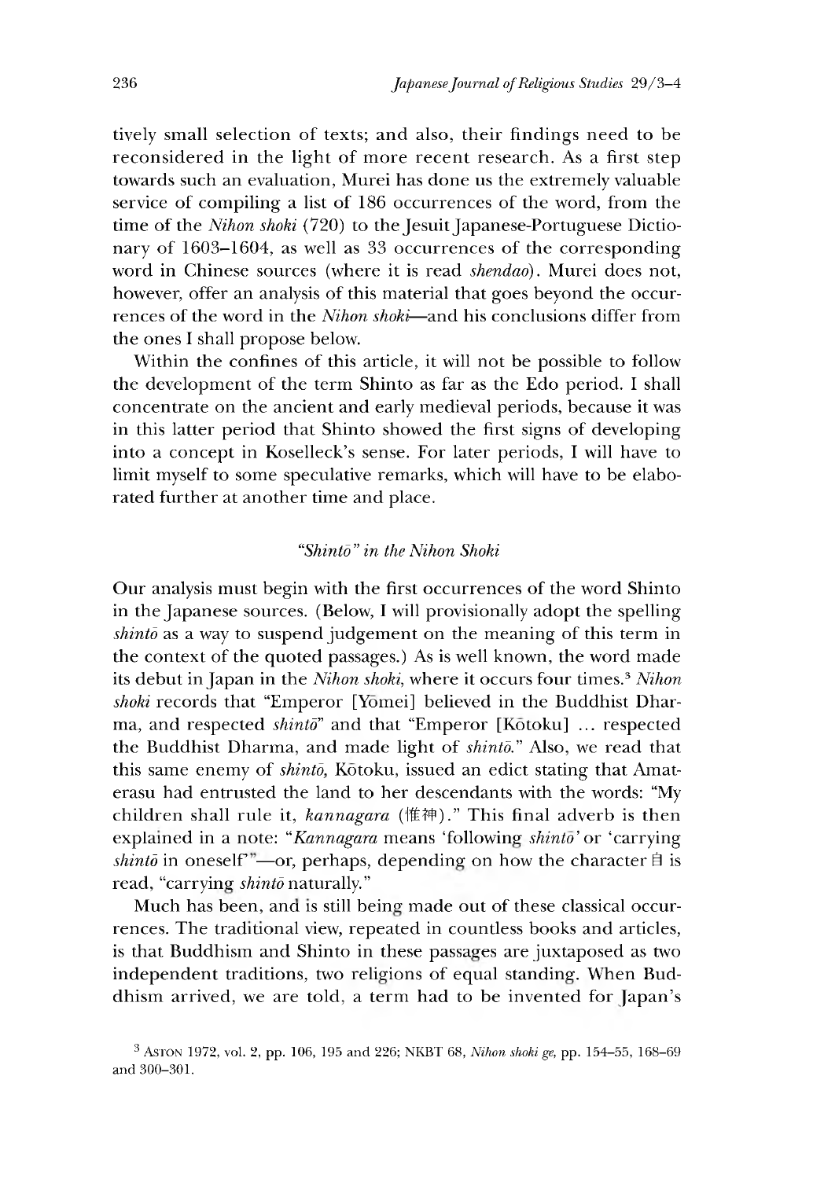tively small selection of texts; and also, their findings need to be reconsidered in the light of more recent research. As a first step towards such an evaluation, Murei has done us the extremely valuable service of compiling a list of 186 occurrences of the word, from the time of the *Nihon shoki* (720) to the Jesuit Japanese-Portuguese Dictionary of 1603–1604, as well as 33 occurrences of the corresponding word in Chinese sources (where it is read *shendao*). Murei does not, however, offer an analysis of this material that goes beyond the occurrences of the word in the *Nihon shoki*—and his conclusions differ from the ones I shall propose below.

Within the confines of this article, it will not be possible to follow the development of the term Shinto as far as the Edo period. I shall concentrate on the ancient and early medieval periods, because it was in this latter period that Shinto showed the first signs of developing into a concept in Koselleck's sense. For later periods, I will have to limit myself to some speculative remarks, which will have to be elaborated further at another time and place.

### *"Shintō" in the Nihon Shoki*

Our analysis must begin with the first occurrences of the word Shinto in the Japanese sources. (Below, I will provisionally adopt the spelling *shintō* as a way to suspend judgement on the meaning of this term in the context of the quoted passages.) As is well known, the word made its debut in Japan in the *Nihon shoki*, where it occurs four times.[3] *Nihon shoki* records that "Emperor [Yōmei] believed in the Buddhist Dharma, and respected *shintō*" and that "Emperor [Kōtoku] ... respected the Buddhist Dharma, and made light of *shintō*." Also, we read that this same enemy of *shintō*, Kōtoku, issued an edict stating that Amaterasu had entrusted the land to her descendants with the words: "My children shall rule it, *kannagara* (惟神)." This final adverb is then explained in a note: "*Kannagara* means 'following *shintō*' or 'carrying *shintō* in oneself'"—or, perhaps, depending on how the character 自 is read, "carrying *shintō* naturally."

Much has been, and is still being made out of these classical occurrences. The traditional view, repeated in countless books and articles, is that Buddhism and Shinto in these passages are juxtaposed as two independent traditions, two religions of equal standing. When Buddhism arrived, we are told, a term had to be invented for Japan's

[3] Aston 1972, vol. 2, pp. 106, 195 and 226; NKBT 68, *Nihon shoki ge*, pp. 154–55, 168–69 and 300–301.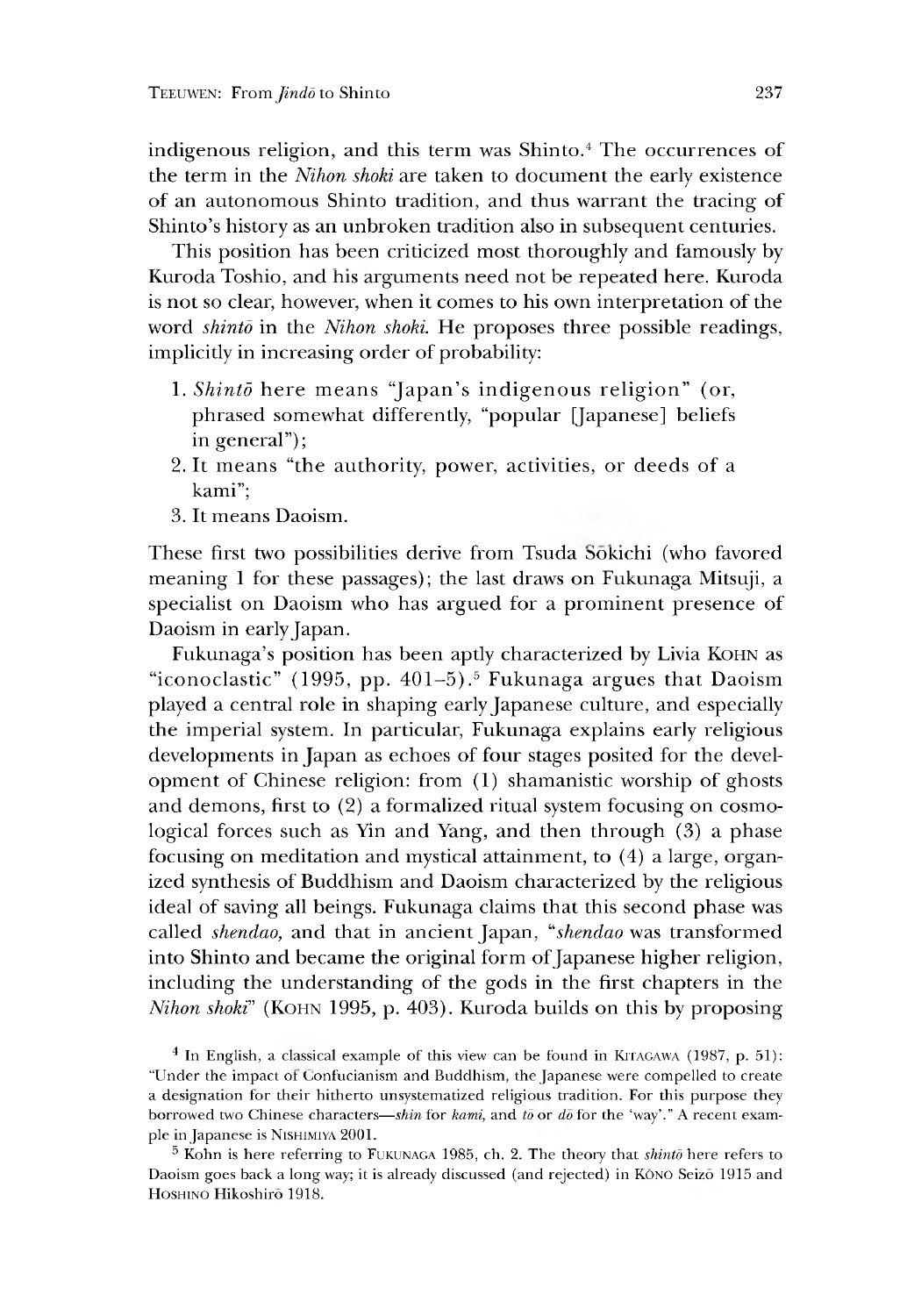indigenous religion, and this term was Shinto.[4] The occurrences of the term in the *Nihon shoki* are taken to document the early existence of an autonomous Shinto tradition, and thus warrant the tracing of Shinto's history as an unbroken tradition also in subsequent centuries.

This position has been criticized most thoroughly and famously by Kuroda Toshio, and his arguments need not be repeated here. Kuroda is not so clear, however, when it comes to his own interpretation of the word *shintō* in the *Nihon shoki*. He proposes three possible readings, implicitly in increasing order of probability:

1. *Shintō* here means "Japan's indigenous religion" (or, phrased somewhat differently, "popular [Japanese] beliefs in general");
2. It means "the authority, power, activities, or deeds of a kami";
3. It means Daoism.

These first two possibilities derive from Tsuda Sōkichi (who favored meaning 1 for these passages); the last draws on Fukunaga Mitsuji, a specialist on Daoism who has argued for a prominent presence of Daoism in early Japan.

Fukunaga's position has been aptly characterized by Livia KOHN as "iconoclastic" (1995, pp. 401–5).[5] Fukunaga argues that Daoism played a central role in shaping early Japanese culture, and especially the imperial system. In particular, Fukunaga explains early religious developments in Japan as echoes of four stages posited for the development of Chinese religion: from (1) shamanistic worship of ghosts and demons, first to (2) a formalized ritual system focusing on cosmological forces such as Yin and Yang, and then through (3) a phase focusing on meditation and mystical attainment, to (4) a large, organized synthesis of Buddhism and Daoism characterized by the religious ideal of saving all beings. Fukunaga claims that this second phase was called *shendao,* and that in ancient Japan, "*shendao* was transformed into Shinto and became the original form of Japanese higher religion, including the understanding of the gods in the first chapters in the *Nihon shoki*" (KOHN 1995, p. 403). Kuroda builds on this by proposing

[4] In English, a classical example of this view can be found in KITAGAWA (1987, p. 51): "Under the impact of Confucianism and Buddhism, the Japanese were compelled to create a designation for their hitherto unsystematized religious tradition. For this purpose they borrowed two Chinese characters—*shin* for *kami,* and *tō* or *dō* for the 'way'." A recent example in Japanese is NISHIMIYA 2001.

[5] Kohn is here referring to FUKUNAGA 1985, ch. 2. The theory that *shintō* here refers to Daoism goes back a long way; it is already discussed (and rejected) in KŌNO Seizō 1915 and HOSHINO Hikoshirō 1918.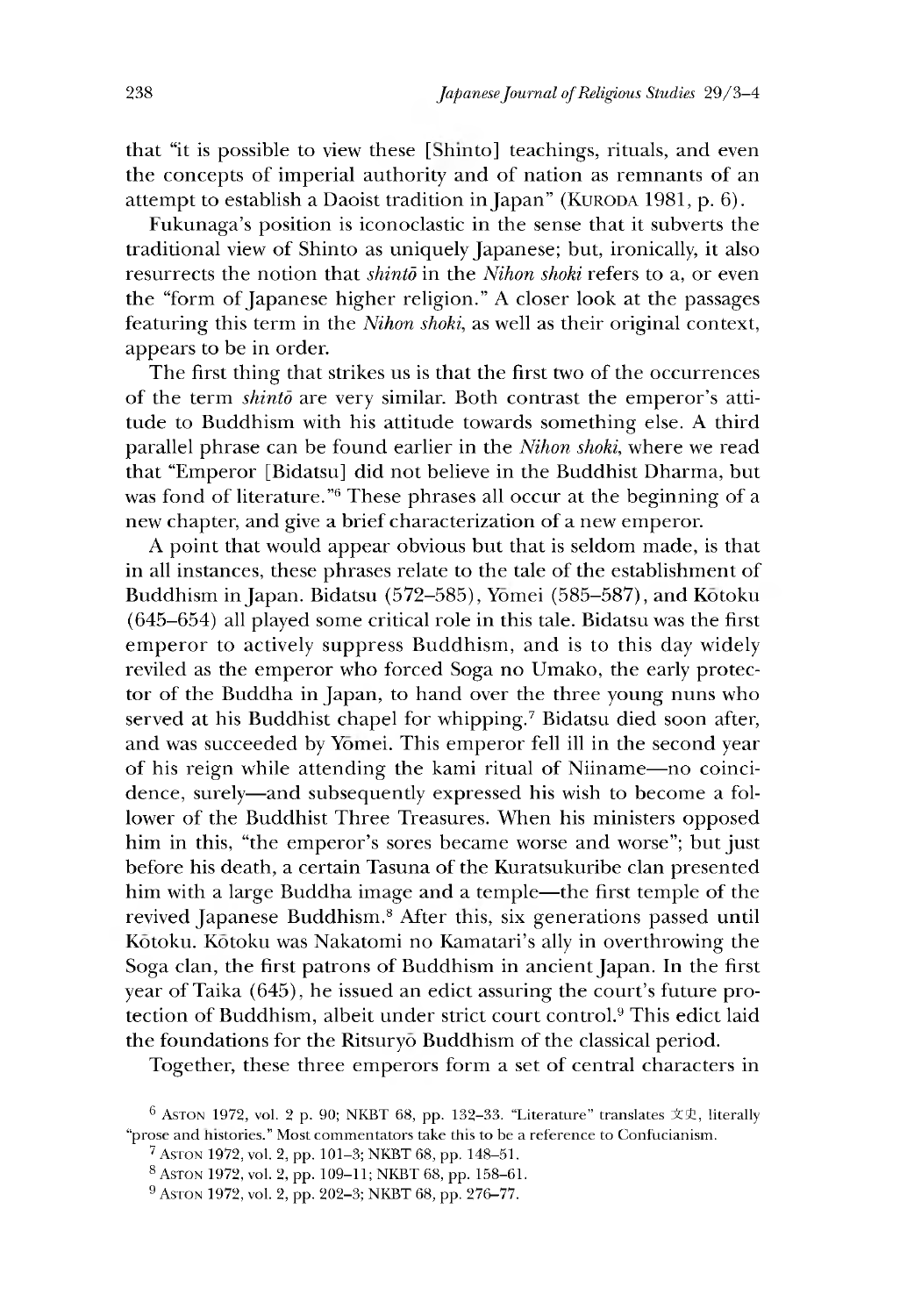that "it is possible to view these [Shinto] teachings, rituals, and even the concepts of imperial authority and of nation as remnants of an attempt to establish a Daoist tradition in Japan" (KURODA 1981, p. 6).

Fukunaga's position is iconoclastic in the sense that it subverts the traditional view of Shinto as uniquely Japanese; but, ironically, it also resurrects the notion that *shintō* in the *Nihon shoki* refers to a, or even the "form of Japanese higher religion." A closer look at the passages featuring this term in the *Nihon shoki*, as well as their original context, appears to be in order.

The first thing that strikes us is that the first two of the occurrences of the term *shintō* are very similar. Both contrast the emperor's attitude to Buddhism with his attitude towards something else. A third parallel phrase can be found earlier in the *Nihon shoki*, where we read that "Emperor [Bidatsu] did not believe in the Buddhist Dharma, but was fond of literature."[6] These phrases all occur at the beginning of a new chapter, and give a brief characterization of a new emperor.

A point that would appear obvious but that is seldom made, is that in all instances, these phrases relate to the tale of the establishment of Buddhism in Japan. Bidatsu (572–585), Yōmei (585–587), and Kōtoku (645–654) all played some critical role in this tale. Bidatsu was the first emperor to actively suppress Buddhism, and is to this day widely reviled as the emperor who forced Soga no Umako, the early protector of the Buddha in Japan, to hand over the three young nuns who served at his Buddhist chapel for whipping.[7] Bidatsu died soon after, and was succeeded by Yōmei. This emperor fell ill in the second year of his reign while attending the kami ritual of Niiname—no coincidence, surely—and subsequently expressed his wish to become a follower of the Buddhist Three Treasures. When his ministers opposed him in this, "the emperor's sores became worse and worse"; but just before his death, a certain Tasuna of the Kuratsukuribe clan presented him with a large Buddha image and a temple—the first temple of the revived Japanese Buddhism.[8] After this, six generations passed until Kōtoku. Kōtoku was Nakatomi no Kamatari's ally in overthrowing the Soga clan, the first patrons of Buddhism in ancient Japan. In the first year of Taika (645), he issued an edict assuring the court's future protection of Buddhism, albeit under strict court control.[9] This edict laid the foundations for the Ritsuryō Buddhism of the classical period.

Together, these three emperors form a set of central characters in

---

[6] ASTON 1972, vol. 2 p. 90; NKBT 68, pp. 132–33. "Literature" translates 文史, literally "prose and histories." Most commentators take this to be a reference to Confucianism.

[7] ASTON 1972, vol. 2, pp. 101–3; NKBT 68, pp. 148–51.

[8] ASTON 1972, vol. 2, pp. 109–11; NKBT 68, pp. 158–61.

[9] ASTON 1972, vol. 2, pp. 202–3; NKBT 68, pp. 276–77.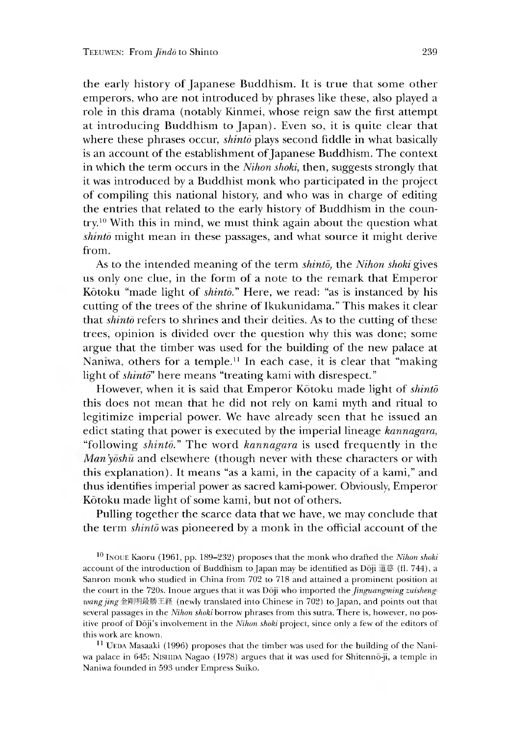the early history of Japanese Buddhism. It is true that some other emperors, who are not introduced by phrases like these, also played a role in this drama (notably Kinmei, whose reign saw the first attempt at introducing Buddhism to Japan). Even so, it is quite clear that where these phrases occur, *shintō* plays second fiddle in what basically is an account of the establishment of Japanese Buddhism. The context in which the term occurs in the *Nihon shoki*, then, suggests strongly that it was introduced by a Buddhist monk who participated in the project of compiling this national history, and who was in charge of editing the entries that related to the early history of Buddhism in the country.[10] With this in mind, we must think again about the question what *shintō* might mean in these passages, and what source it might derive from.

As to the intended meaning of the term *shintō*, the *Nihon shoki* gives us only one clue, in the form of a note to the remark that Emperor Kōtoku "made light of *shintō*." Here, we read: "as is instanced by his cutting of the trees of the shrine of Ikukunidama." This makes it clear that *shintō* refers to shrines and their deities. As to the cutting of these trees, opinion is divided over the question why this was done; some argue that the timber was used for the building of the new palace at Naniwa, others for a temple.[11] In each case, it is clear that "making light of *shintō*" here means "treating kami with disrespect."

However, when it is said that Emperor Kōtoku made light of *shintō* this does not mean that he did not rely on kami myth and ritual to legitimize imperial power. We have already seen that he issued an edict stating that power is executed by the imperial lineage *kannagara*, "following *shintō*." The word *kannagara* is used frequently in the *Man'yōshū* and elsewhere (though never with these characters or with this explanation). It means "as a kami, in the capacity of a kami," and thus identifies imperial power as sacred kami-power. Obviously, Emperor Kōtoku made light of some kami, but not of others.

Pulling together the scarce data that we have, we may conclude that the term *shintō* was pioneered by a monk in the official account of the

[10] INOUE Kaoru (1961, pp. 189–232) proposes that the monk who drafted the *Nihon shoki* account of the introduction of Buddhism to Japan may be identified as Dōji 道慈 (fl. 744), a Sanron monk who studied in China from 702 to 718 and attained a prominent position at the court in the 720s. Inoue argues that it was Dōji who imported the *Jinguangming zuishengwang jing* 金剛明最勝王経 (newly translated into Chinese in 702) to Japan, and points out that several passages in the *Nihon shoki* borrow phrases from this sutra. There is, however, no positive proof of Dōji's involvement in the *Nihon shoki* project, since only a few of the editors of this work are known.

[11] UEDA Masaaki (1996) proposes that the timber was used for the building of the Naniwa palace in 645; NISHIDA Nagao (1978) argues that it was used for Shitennō-ji, a temple in Naniwa founded in 593 under Empress Suiko.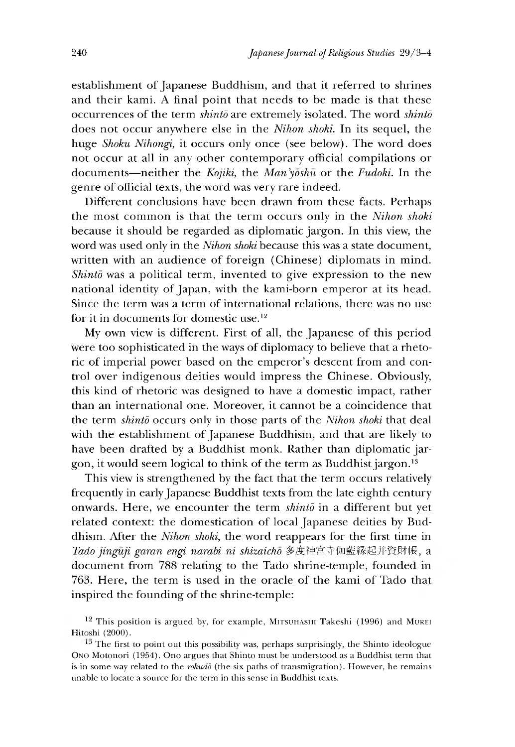establishment of Japanese Buddhism, and that it referred to shrines and their kami. A final point that needs to be made is that these occurrences of the term *shintō* are extremely isolated. The word *shintō* does not occur anywhere else in the *Nihon shoki*. In its sequel, the huge *Shoku Nihongi*, it occurs only once (see below). The word does not occur at all in any other contemporary official compilations or documents—neither the *Kojiki*, the *Man'yōshū* or the *Fudoki*. In the genre of official texts, the word was very rare indeed.

Different conclusions have been drawn from these facts. Perhaps the most common is that the term occurs only in the *Nihon shoki* because it should be regarded as diplomatic jargon. In this view, the word was used only in the *Nihon shoki* because this was a state document, written with an audience of foreign (Chinese) diplomats in mind. *Shintō* was a political term, invented to give expression to the new national identity of Japan, with the kami-born emperor at its head. Since the term was a term of international relations, there was no use for it in documents for domestic use.[12]

My own view is different. First of all, the Japanese of this period were too sophisticated in the ways of diplomacy to believe that a rhetoric of imperial power based on the emperor's descent from and control over indigenous deities would impress the Chinese. Obviously, this kind of rhetoric was designed to have a domestic impact, rather than an international one. Moreover, it cannot be a coincidence that the term *shintō* occurs only in those parts of the *Nihon shoki* that deal with the establishment of Japanese Buddhism, and that are likely to have been drafted by a Buddhist monk. Rather than diplomatic jargon, it would seem logical to think of the term as Buddhist jargon.[13]

This view is strengthened by the fact that the term occurs relatively frequently in early Japanese Buddhist texts from the late eighth century onwards. Here, we encounter the term *shintō* in a different but yet related context: the domestication of local Japanese deities by Buddhism. After the *Nihon shoki*, the word reappears for the first time in *Tado jingūji garan engi narabi ni shizaichō* 多度神宮寺伽藍縁起并資財帳, a document from 788 relating to the Tado shrine-temple, founded in 763. Here, the term is used in the oracle of the kami of Tado that inspired the founding of the shrine-temple:

[12] This position is argued by, for example, MITSUHASHI Takeshi (1996) and MUREI Hitoshi (2000).

[13] The first to point out this possibility was, perhaps surprisingly, the Shinto ideologue ONO Motonori (1954). Ono argues that Shinto must be understood as a Buddhist term that is in some way related to the *rokudō* (the six paths of transmigration). However, he remains unable to locate a source for the term in this sense in Buddhist texts.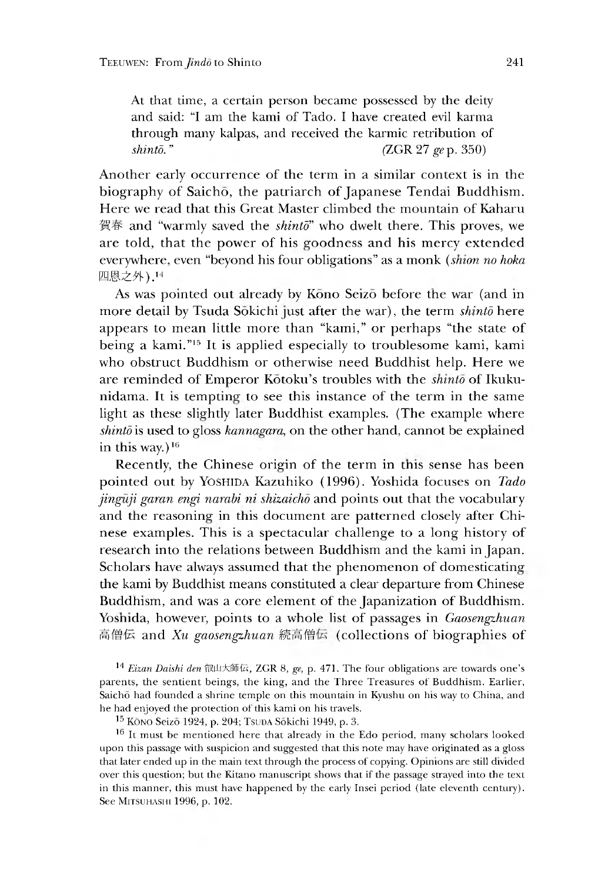> At that time, a certain person became possessed by the deity and said: "I am the kami of Tado. I have created evil karma through many kalpas, and received the karmic retribution of *shintō*." (ZGR 27 *ge* p. 350)

Another early occurrence of the term in a similar context is in the biography of Saichō, the patriarch of Japanese Tendai Buddhism. Here we read that this Great Master climbed the mountain of Kaharu 賀春 and "warmly saved the *shintō*" who dwelt there. This proves, we are told, that the power of his goodness and his mercy extended everywhere, even "beyond his four obligations" as a monk (*shion no hoka* 四恩之外).[14]

As was pointed out already by Kōno Seizō before the war (and in more detail by Tsuda Sōkichi just after the war), the term *shintō* here appears to mean little more than "kami," or perhaps "the state of being a kami."[15] It is applied especially to troublesome kami, kami who obstruct Buddhism or otherwise need Buddhist help. Here we are reminded of Emperor Kōtoku's troubles with the *shintō* of Ikukunidama. It is tempting to see this instance of the term in the same light as these slightly later Buddhist examples. (The example where *shintō* is used to gloss *kannagara*, on the other hand, cannot be explained in this way.)[16]

Recently, the Chinese origin of the term in this sense has been pointed out by YOSHIDA Kazuhiko (1996). Yoshida focuses on *Tado jingūji garan engi narabi ni shizaichō* and points out that the vocabulary and the reasoning in this document are patterned closely after Chinese examples. This is a spectacular challenge to a long history of research into the relations between Buddhism and the kami in Japan. Scholars have always assumed that the phenomenon of domesticating the kami by Buddhist means constituted a clear departure from Chinese Buddhism, and was a core element of the Japanization of Buddhism. Yoshida, however, points to a whole list of passages in *Gaosengzhuan* 高僧伝 and *Xu gaosengzhuan* 続高僧伝 (collections of biographies of

---

[14] *Eizan Daishi den* 叡山大師伝, ZGR 8, *ge*, p. 471. The four obligations are towards one's parents, the sentient beings, the king, and the Three Treasures of Buddhism. Earlier, Saichō had founded a shrine temple on this mountain in Kyushu on his way to China, and he had enjoyed the protection of this kami on his travels.

[15] KŌNO Seizō 1924, p. 204; TSUDA Sōkichi 1949, p. 3.

[16] It must be mentioned here that already in the Edo period, many scholars looked upon this passage with suspicion and suggested that this note may have originated as a gloss that later ended up in the main text through the process of copying. Opinions are still divided over this question; but the Kitano manuscript shows that if the passage strayed into the text in this manner, this must have happened by the early Insei period (late eleventh century). See MITSUHASHI 1996, p. 102.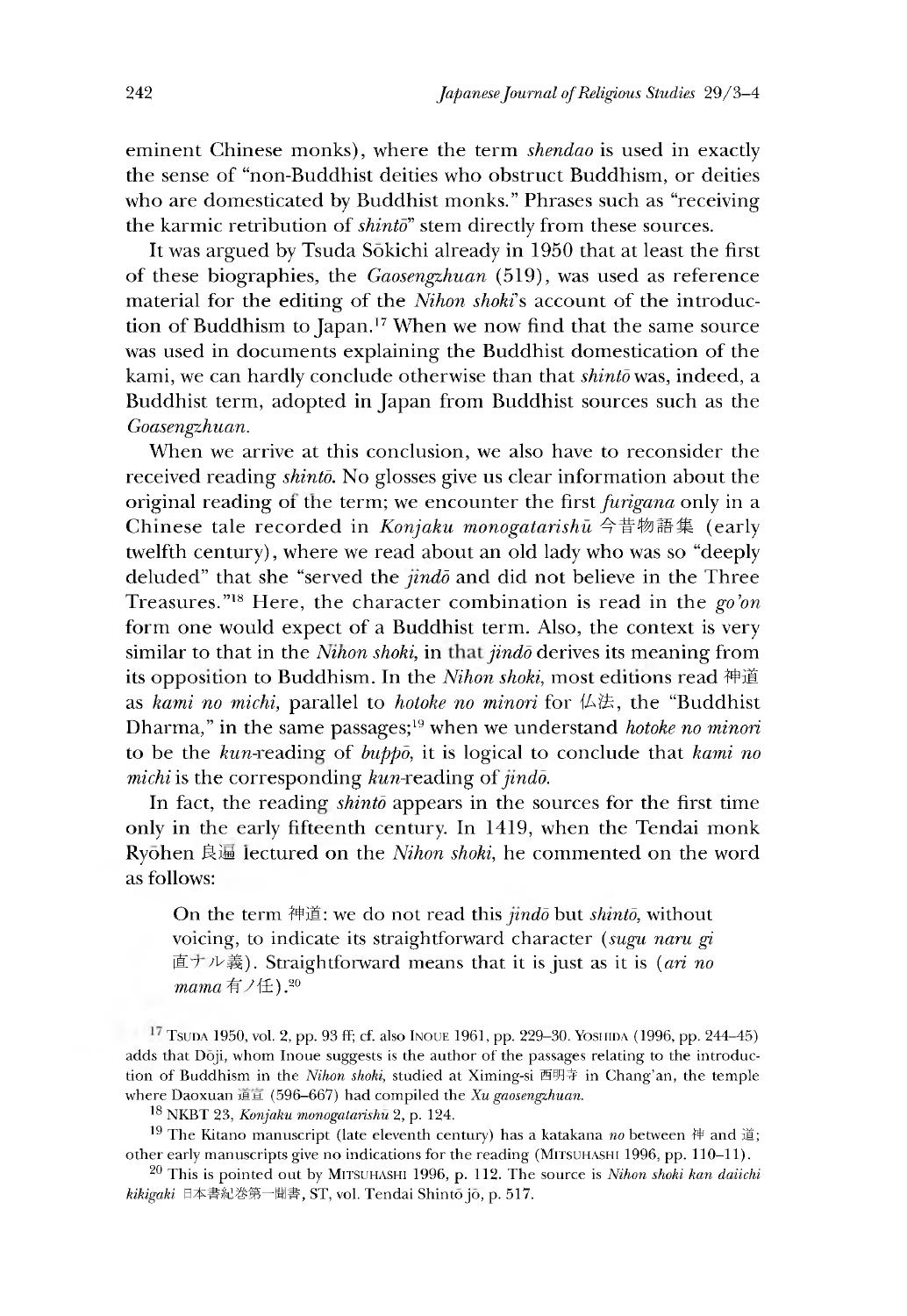eminent Chinese monks), where the term *shendao* is used in exactly the sense of "non-Buddhist deities who obstruct Buddhism, or deities who are domesticated by Buddhist monks." Phrases such as "receiving the karmic retribution of *shintō*" stem directly from these sources.

It was argued by Tsuda Sōkichi already in 1950 that at least the first of these biographies, the *Gaosengzhuan* (519), was used as reference material for the editing of the *Nihon shoki*'s account of the introduction of Buddhism to Japan.[17] When we now find that the same source was used in documents explaining the Buddhist domestication of the kami, we can hardly conclude otherwise than that *shintō* was, indeed, a Buddhist term, adopted in Japan from Buddhist sources such as the *Goasengzhuan*.

When we arrive at this conclusion, we also have to reconsider the received reading *shintō*. No glosses give us clear information about the original reading of the term; we encounter the first *furigana* only in a Chinese tale recorded in *Konjaku monogatarishū* 今昔物語集 (early twelfth century), where we read about an old lady who was so "deeply deluded" that she "served the *jindō* and did not believe in the Three Treasures."[18] Here, the character combination is read in the *go'on* form one would expect of a Buddhist term. Also, the context is very similar to that in the *Nihon shoki*, in that *jindō* derives its meaning from its opposition to Buddhism. In the *Nihon shoki*, most editions read 神道 as *kami no michi*, parallel to *hotoke no minori* for 仏法, the "Buddhist Dharma," in the same passages;[19] when we understand *hotoke no minori* to be the *kun*-reading of *buppō*, it is logical to conclude that *kami no michi* is the corresponding *kun*-reading of *jindō*.

In fact, the reading *shintō* appears in the sources for the first time only in the early fifteenth century. In 1419, when the Tendai monk Ryōhen 良遍 lectured on the *Nihon shoki*, he commented on the word as follows:

> On the term 神道: we do not read this *jindō* but *shintō*, without voicing, to indicate its straightforward character (*sugu naru gi* 直ナル義). Straightforward means that it is just as it is (*ari no mama* 有ノ任).[20]

---

[17] Tsuda 1950, vol. 2, pp. 93 ff; cf. also Inoue 1961, pp. 229–30. Yoshida (1996, pp. 244–45) adds that Dōji, whom Inoue suggests is the author of the passages relating to the introduction of Buddhism in the *Nihon shoki*, studied at Ximing-si 西明寺 in Chang'an, the temple where Daoxuan 道宣 (596–667) had compiled the *Xu gaosengzhuan*.

[18] NKBT 23, *Konjaku monogatarishū* 2, p. 124.

[19] The Kitano manuscript (late eleventh century) has a katakana *no* between 神 and 道; other early manuscripts give no indications for the reading (Mitsuhashi 1996, pp. 110–11).

[20] This is pointed out by Mitsuhashi 1996, p. 112. The source is *Nihon shoki kan daiichi kikigaki* 日本書紀巻第一聞書, ST, vol. Tendai Shintō jō, p. 517.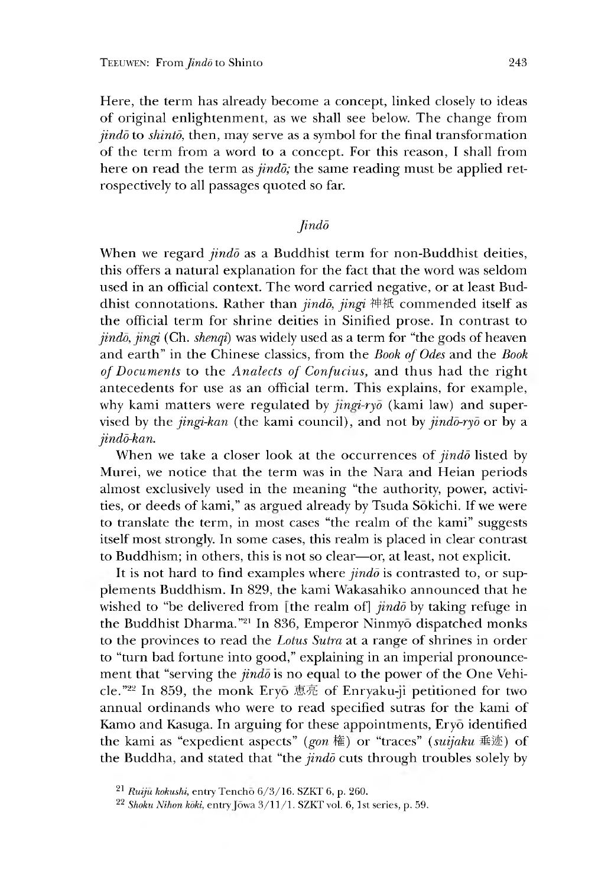Here, the term has already become a concept, linked closely to ideas of original enlightenment, as we shall see below. The change from *jindō* to *shintō*, then, may serve as a symbol for the final transformation of the term from a word to a concept. For this reason, I shall from here on read the term as *jindō;* the same reading must be applied retrospectively to all passages quoted so far.

## *Jindō*

When we regard *jindō* as a Buddhist term for non-Buddhist deities, this offers a natural explanation for the fact that the word was seldom used in an official context. The word carried negative, or at least Buddhist connotations. Rather than *jindō, jingi* 神祇 commended itself as the official term for shrine deities in Sinified prose. In contrast to *jindō, jingi* (Ch. *shenqi*) was widely used as a term for "the gods of heaven and earth" in the Chinese classics, from the *Book of Odes* and the *Book of Documents* to the *Analects of Confucius,* and thus had the right antecedents for use as an official term. This explains, for example, why kami matters were regulated by *jingi-ryō* (kami law) and supervised by the *jingi-kan* (the kami council), and not by *jindō-ryō* or by a *jindō-kan.*

When we take a closer look at the occurrences of *jindō* listed by Murei, we notice that the term was in the Nara and Heian periods almost exclusively used in the meaning "the authority, power, activities, or deeds of kami," as argued already by Tsuda Sōkichi. If we were to translate the term, in most cases "the realm of the kami" suggests itself most strongly. In some cases, this realm is placed in clear contrast to Buddhism; in others, this is not so clear—or, at least, not explicit.

It is not hard to find examples where *jindō* is contrasted to, or supplements Buddhism. In 829, the kami Wakasahiko announced that he wished to "be delivered from [the realm of] *jindō* by taking refuge in the Buddhist Dharma."[21] In 836, Emperor Ninmyō dispatched monks to the provinces to read the *Lotus Sutra* at a range of shrines in order to "turn bad fortune into good," explaining in an imperial pronouncement that "serving the *jindō* is no equal to the power of the One Vehicle."[22] In 859, the monk Eryō 恵亮 of Enryaku-ji petitioned for two annual ordinands who were to read specified sutras for the kami of Kamo and Kasuga. In arguing for these appointments, Eryō identified the kami as "expedient aspects" (*gon* 権) or "traces" (*suijaku* 垂迹) of the Buddha, and stated that "the *jindō* cuts through troubles solely by

[21] *Ruijū kokushi,* entry Tenchō 6/3/16. SZKT 6, p. 260.

[22] *Shoku Nihon kōki,* entry Jōwa 3/11/1. SZKT vol. 6, 1st series, p. 59.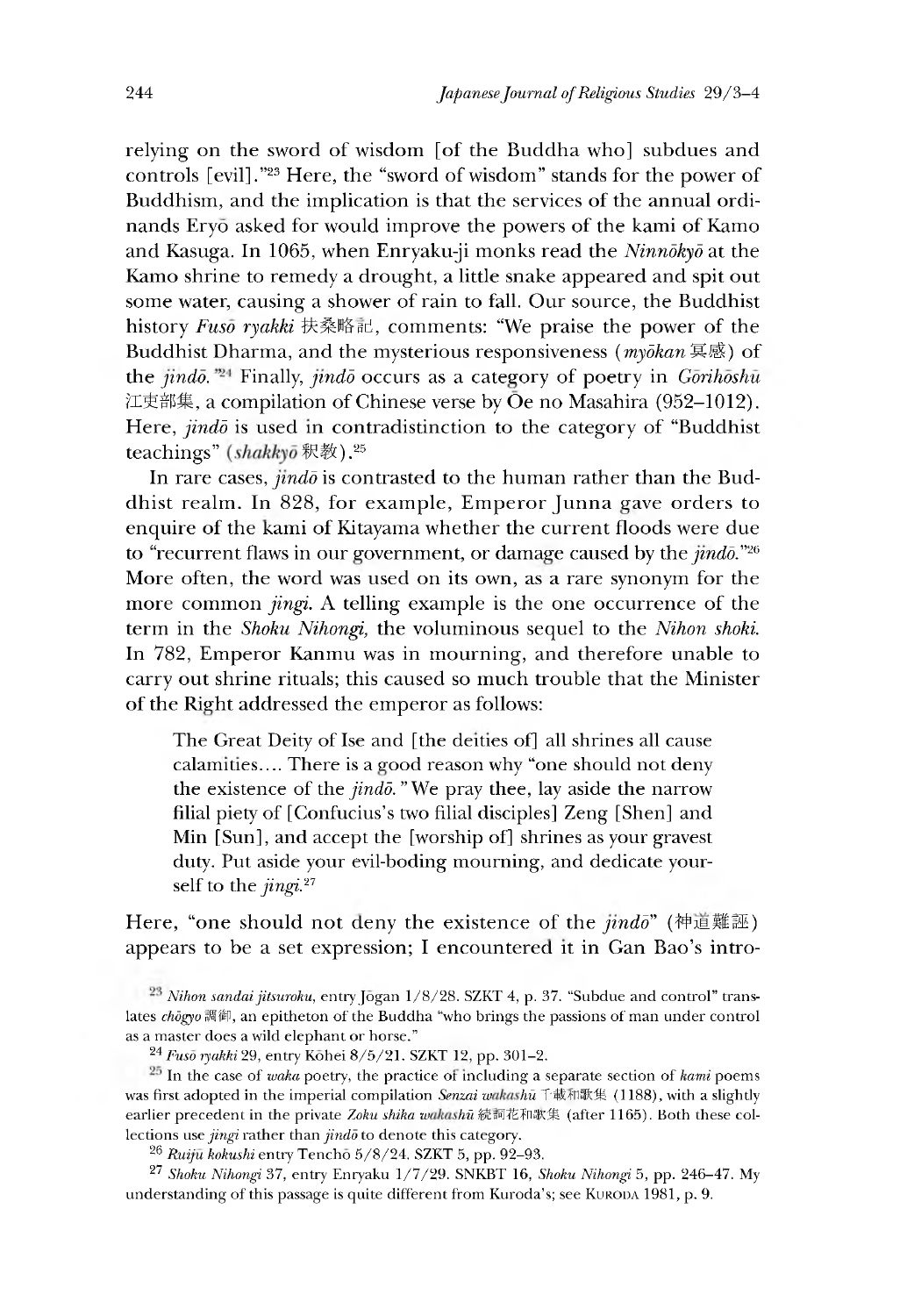relying on the sword of wisdom [of the Buddha who] subdues and controls [evil]."[23] Here, the "sword of wisdom" stands for the power of Buddhism, and the implication is that the services of the annual ordinands Eryō asked for would improve the powers of the kami of Kamo and Kasuga. In 1065, when Enryaku-ji monks read the *Ninnōkyō* at the Kamo shrine to remedy a drought, a little snake appeared and spit out some water, causing a shower of rain to fall. Our source, the Buddhist history *Fusō ryakki* 扶桑略記, comments: "We praise the power of the Buddhist Dharma, and the mysterious responsiveness (*myōkan* 冥感) of the *jindō*."[24] Finally, *jindō* occurs as a category of poetry in *Gōrihōshū* 江吏部集, a compilation of Chinese verse by Ōe no Masahira (952–1012). Here, *jindō* is used in contradistinction to the category of "Buddhist teachings" (*shakkyō* 釈教).[25]

In rare cases, *jindō* is contrasted to the human rather than the Buddhist realm. In 828, for example, Emperor Junna gave orders to enquire of the kami of Kitayama whether the current floods were due to "recurrent flaws in our government, or damage caused by the *jindō*."[26] More often, the word was used on its own, as a rare synonym for the more common *jingi*. A telling example is the one occurrence of the term in the *Shoku Nihongi*, the voluminous sequel to the *Nihon shoki*. In 782, Emperor Kanmu was in mourning, and therefore unable to carry out shrine rituals; this caused so much trouble that the Minister of the Right addressed the emperor as follows:

> The Great Deity of Ise and [the deities of] all shrines all cause calamities.... There is a good reason why "one should not deny the existence of the *jindō*." We pray thee, lay aside the narrow filial piety of [Confucius's two filial disciples] Zeng [Shen] and Min [Sun], and accept the [worship of] shrines as your gravest duty. Put aside your evil-boding mourning, and dedicate yourself to the *jingi*.[27]

Here, "one should not deny the existence of the *jindō*" (神道難誣) appears to be a set expression; I encountered it in Gan Bao's intro-

[23] *Nihon sandai jitsuroku*, entry Jōgan 1/8/28. SZKT 4, p. 37. "Subdue and control" translates *chōgyo* 調御, an epitheton of the Buddha "who brings the passions of man under control as a master does a wild elephant or horse."

[24] *Fusō ryakki* 29, entry Kōhei 8/5/21. SZKT 12, pp. 301–2.

[25] In the case of *waka* poetry, the practice of including a separate section of *kami* poems was first adopted in the imperial compilation *Senzai wakashū* 千載和歌集 (1188), with a slightly earlier precedent in the private *Zoku shika wakashū* 続詞花和歌集 (after 1165). Both these collections use *jingi* rather than *jindō* to denote this category.

[26] *Ruijū kokushi* entry Tenchō 5/8/24. SZKT 5, pp. 92–93.

[27] *Shoku Nihongi* 37, entry Enryaku 1/7/29. SNKBT 16, *Shoku Nihongi* 5, pp. 246–47. My understanding of this passage is quite different from Kuroda's; see Kuroda 1981, p. 9.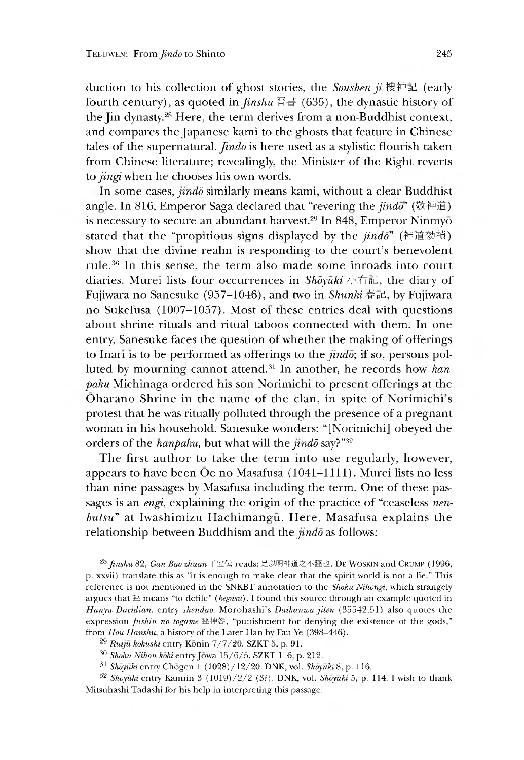duction to his collection of ghost stories, the *Soushen ji* 搜神記 (early fourth century), as quoted in *Jinshu* 晋書 (635), the dynastic history of the Jin dynasty.[28] Here, the term derives from a non-Buddhist context, and compares the Japanese kami to the ghosts that feature in Chinese tales of the supernatural. *Jindō* is here used as a stylistic flourish taken from Chinese literature; revealingly, the Minister of the Right reverts to *jingi* when he chooses his own words.

In some cases, *jindō* similarly means kami, without a clear Buddhist angle. In 816, Emperor Saga declared that "revering the *jindō*" (敬神道) is necessary to secure an abundant harvest.[29] In 848, Emperor Ninmyō stated that the "propitious signs displayed by the *jindō*" (神道効禎) show that the divine realm is responding to the court's benevolent rule.[30] In this sense, the term also made some inroads into court diaries. Murei lists four occurrences in *Shōyūki* 小右記, the diary of Fujiwara no Sanesuke (957–1046), and two in *Shunki* 春記, by Fujiwara no Sukefusa (1007–1057). Most of these entries deal with questions about shrine rituals and ritual taboos connected with them. In one entry, Sanesuke faces the question of whether the making of offerings to Inari is to be performed as offerings to the *jindō*; if so, persons polluted by mourning cannot attend.[31] In another, he records how *kanpaku* Michinaga ordered his son Norimichi to present offerings at the Ōharano Shrine in the name of the clan, in spite of Norimichi's protest that he was ritually polluted through the presence of a pregnant woman in his household. Sanesuke wonders: "[Norimichi] obeyed the orders of the *kanpaku*, but what will the *jindō* say?"[32]

The first author to take the term into use regularly, however, appears to have been Ōe no Masafusa (1041–1111). Murei lists no less than nine passages by Masafusa including the term. One of these passages is an *engi*, explaining the origin of the practice of "ceaseless *nenbutsu*" at Iwashimizu Hachimangū. Here, Masafusa explains the relationship between Buddhism and the *jindō* as follows:

---

[28] *Jinshu* 82, *Gan Bao zhuan* 干宝伝 reads: 足以明神道之不誣也. DE WOSKIN and CRUMP (1996, p. xxvii) translate this as "it is enough to make clear that the spirit world is not a lie." This reference is not mentioned in the SNKBT annotation to the *Shoku Nihongi*, which strangely argues that 誣 means "to defile" (*kegasu*). I found this source through an example quoted in *Hanyu Dacidian*, entry *shendao*. Morohashi's *Daikanwa jiten* (35542.51) also quotes the expression *fushin no togame* 誣神咎, "punishment for denying the existence of the gods," from *Hou Hanshu*, a history of the Later Han by Fan Ye (398–446).

[29] *Ruijū kokushi* entry Kōnin 7/7/20. SZKT 5, p. 91.

[30] *Shoku Nihon kōki* entry Jōwa 15/6/5. SZKT 1–6, p. 212.

[31] *Shōyūki* entry Chōgen 1 (1028)/12/20. DNK, vol. *Shōyūki* 8, p. 116.

[32] *Shoyūki* entry Kannin 3 (1019)/2/2 (3?). DNK, vol. *Shōyūki* 5, p. 114. I wish to thank Mitsuhashi Tadashi for his help in interpreting this passage.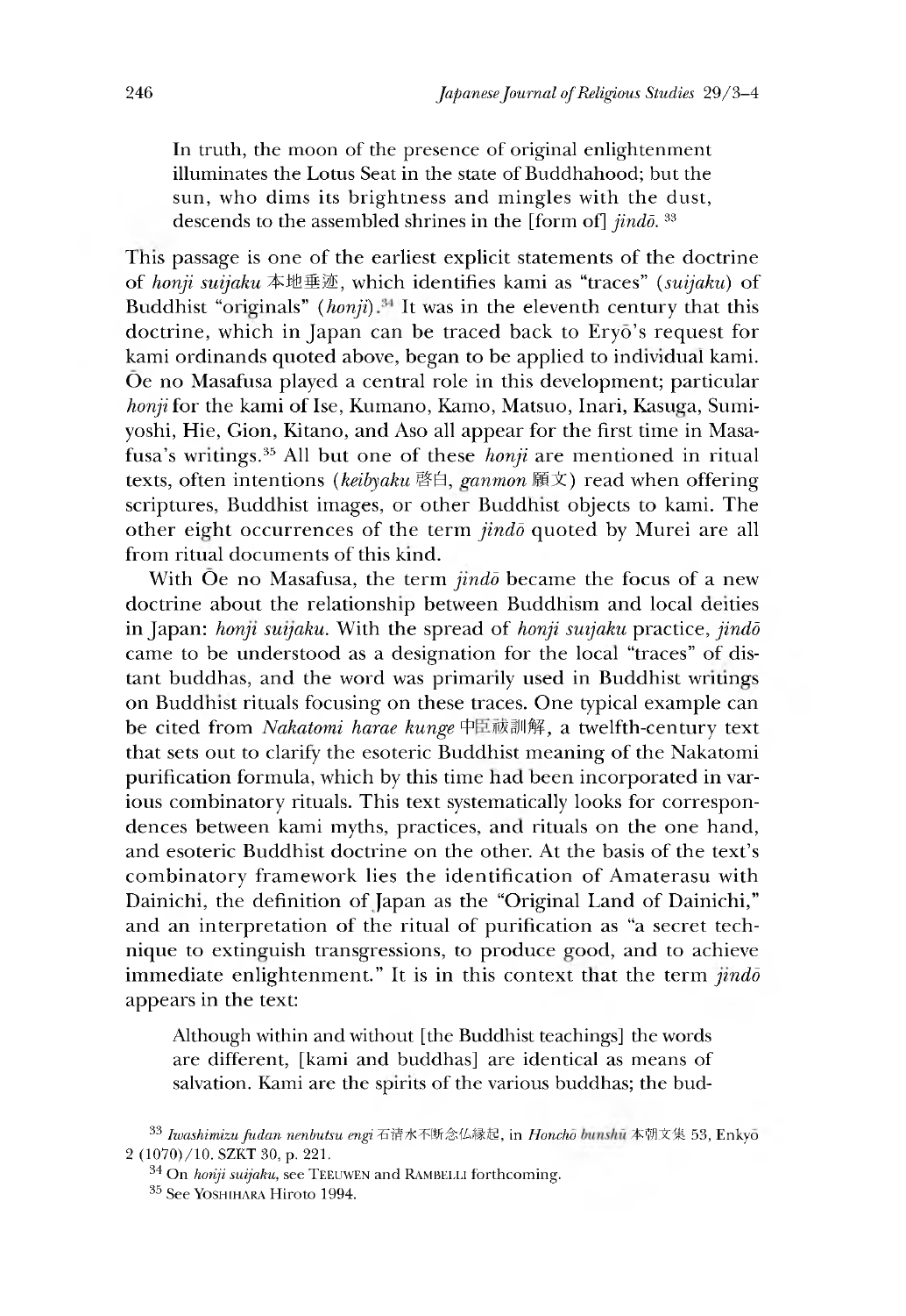> In truth, the moon of the presence of original enlightenment illuminates the Lotus Seat in the state of Buddhahood; but the sun, who dims its brightness and mingles with the dust, descends to the assembled shrines in the [form of] *jindō*.[33]

This passage is one of the earliest explicit statements of the doctrine of *honji suijaku* 本地垂迹, which identifies kami as "traces" (*suijaku*) of Buddhist "originals" (*honji*).[34] It was in the eleventh century that this doctrine, which in Japan can be traced back to Eryō's request for kami ordinands quoted above, began to be applied to individual kami. Ōe no Masafusa played a central role in this development; particular *honji* for the kami of Ise, Kumano, Kamo, Matsuo, Inari, Kasuga, Sumiyoshi, Hie, Gion, Kitano, and Aso all appear for the first time in Masafusa's writings.[35] All but one of these *honji* are mentioned in ritual texts, often intentions (*keibyaku* 啓白, *ganmon* 願文) read when offering scriptures, Buddhist images, or other Buddhist objects to kami. The other eight occurrences of the term *jindō* quoted by Murei are all from ritual documents of this kind.

With Ōe no Masafusa, the term *jindō* became the focus of a new doctrine about the relationship between Buddhism and local deities in Japan: *honji suijaku*. With the spread of *honji suijaku* practice, *jindō* came to be understood as a designation for the local "traces" of distant buddhas, and the word was primarily used in Buddhist writings on Buddhist rituals focusing on these traces. One typical example can be cited from *Nakatomi harae kunge* 中臣祓訓解, a twelfth-century text that sets out to clarify the esoteric Buddhist meaning of the Nakatomi purification formula, which by this time had been incorporated in various combinatory rituals. This text systematically looks for correspondences between kami myths, practices, and rituals on the one hand, and esoteric Buddhist doctrine on the other. At the basis of the text's combinatory framework lies the identification of Amaterasu with Dainichi, the definition of Japan as the "Original Land of Dainichi," and an interpretation of the ritual of purification as "a secret technique to extinguish transgressions, to produce good, and to achieve immediate enlightenment." It is in this context that the term *jindō* appears in the text:

> Although within and without [the Buddhist teachings] the words are different, [kami and buddhas] are identical as means of salvation. Kami are the spirits of the various buddhas; the bud-

[33] *Iwashimizu fudan nenbutsu engi* 石清水不断念仏縁起, in *Honchō bunshū* 本朝文集 53, Enkyō 2 (1070)/10. SZKT 30, p. 221.

[34] On *honji suijaku*, see Teeuwen and Rambelli forthcoming.

[35] See Yoshihara Hiroto 1994.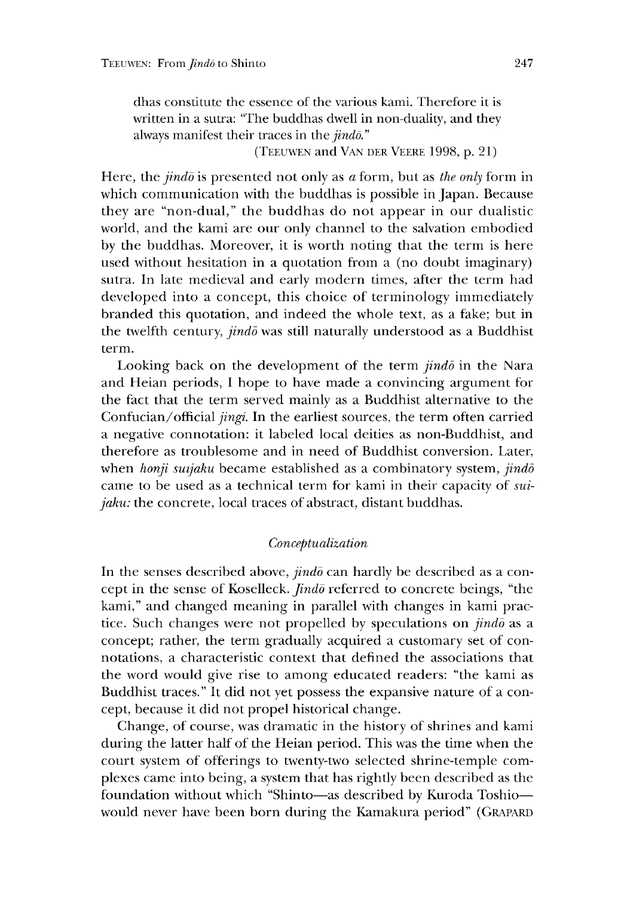dhas constitute the essence of the various kami. Therefore it is written in a sutra: "The buddhas dwell in non-duality, and they always manifest their traces in the *jindō*."

(TEEUWEN and VAN DER VEERE 1998, p. 21)

Here, the *jindō* is presented not only as *a* form, but as *the only* form in which communication with the buddhas is possible in Japan. Because they are "non-dual," the buddhas do not appear in our dualistic world, and the kami are our only channel to the salvation embodied by the buddhas. Moreover, it is worth noting that the term is here used without hesitation in a quotation from a (no doubt imaginary) sutra. In late medieval and early modern times, after the term had developed into a concept, this choice of terminology immediately branded this quotation, and indeed the whole text, as a fake; but in the twelfth century, *jindō* was still naturally understood as a Buddhist term.

Looking back on the development of the term *jindō* in the Nara and Heian periods, I hope to have made a convincing argument for the fact that the term served mainly as a Buddhist alternative to the Confucian/official *jingi*. In the earliest sources, the term often carried a negative connotation: it labeled local deities as non-Buddhist, and therefore as troublesome and in need of Buddhist conversion. Later, when *honji suijaku* became established as a combinatory system, *jindō* came to be used as a technical term for kami in their capacity of *suijaku:* the concrete, local traces of abstract, distant buddhas.

### *Conceptualization*

In the senses described above, *jindō* can hardly be described as a concept in the sense of Koselleck. *Jindō* referred to concrete beings, "the kami," and changed meaning in parallel with changes in kami practice. Such changes were not propelled by speculations on *jindō* as a concept; rather, the term gradually acquired a customary set of connotations, a characteristic context that defined the associations that the word would give rise to among educated readers: "the kami as Buddhist traces." It did not yet possess the expansive nature of a concept, because it did not propel historical change.

Change, of course, was dramatic in the history of shrines and kami during the latter half of the Heian period. This was the time when the court system of offerings to twenty-two selected shrine-temple complexes came into being, a system that has rightly been described as the foundation without which "Shinto—as described by Kuroda Toshio—would never have been born during the Kamakura period" (GRAPARD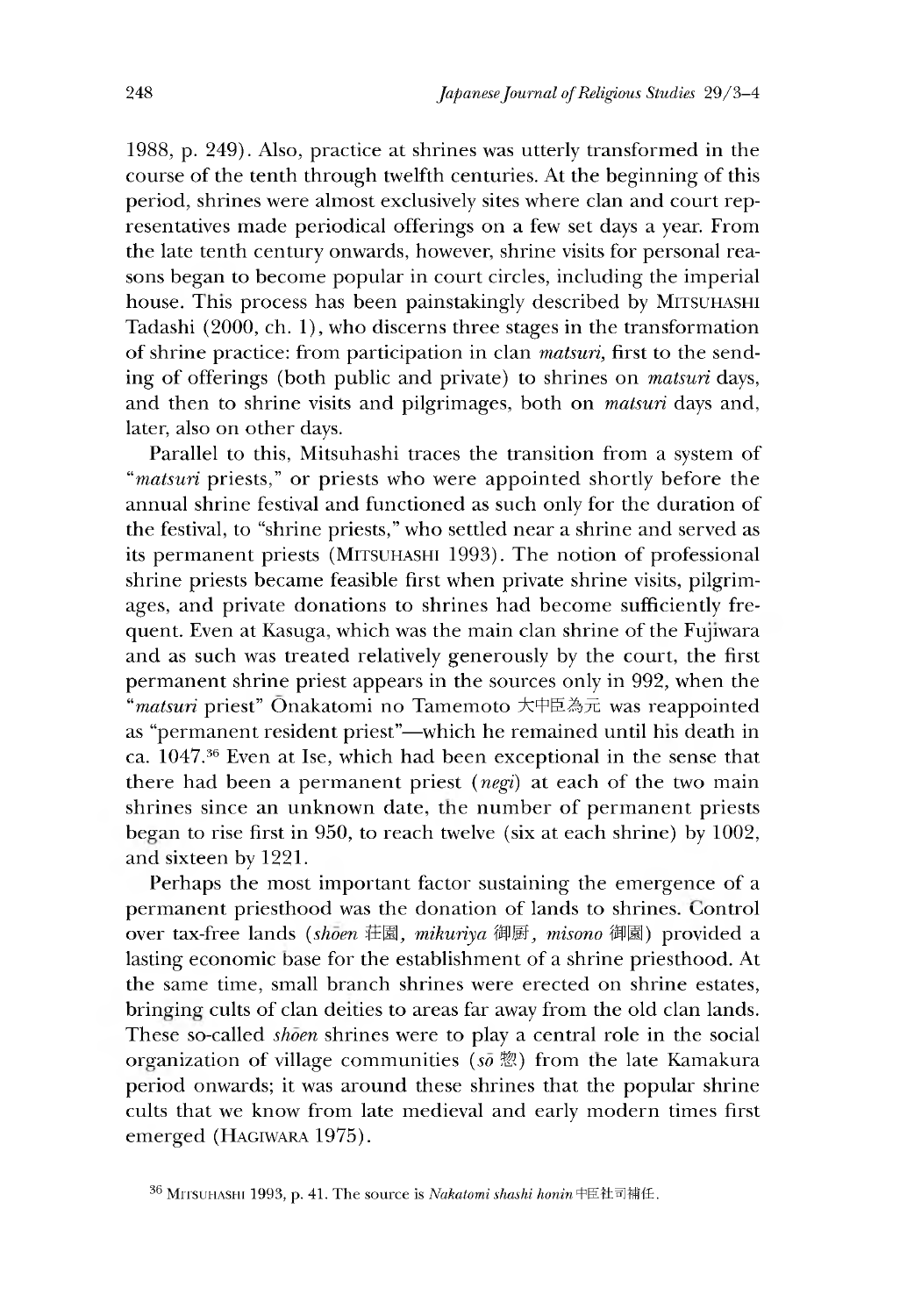1988, p. 249). Also, practice at shrines was utterly transformed in the course of the tenth through twelfth centuries. At the beginning of this period, shrines were almost exclusively sites where clan and court representatives made periodical offerings on a few set days a year. From the late tenth century onwards, however, shrine visits for personal reasons began to become popular in court circles, including the imperial house. This process has been painstakingly described by MITSUHASHI Tadashi (2000, ch. 1), who discerns three stages in the transformation of shrine practice: from participation in clan *matsuri*, first to the sending of offerings (both public and private) to shrines on *matsuri* days, and then to shrine visits and pilgrimages, both on *matsuri* days and, later, also on other days.

Parallel to this, Mitsuhashi traces the transition from a system of "*matsuri* priests," or priests who were appointed shortly before the annual shrine festival and functioned as such only for the duration of the festival, to "shrine priests," who settled near a shrine and served as its permanent priests (MITSUHASHI 1993). The notion of professional shrine priests became feasible first when private shrine visits, pilgrimages, and private donations to shrines had become sufficiently frequent. Even at Kasuga, which was the main clan shrine of the Fujiwara and as such was treated relatively generously by the court, the first permanent shrine priest appears in the sources only in 992, when the "*matsuri* priest" Ōnakatomi no Tamemoto 大中臣為元 was reappointed as "permanent resident priest"—which he remained until his death in ca. 1047.[36] Even at Ise, which had been exceptional in the sense that there had been a permanent priest (*negi*) at each of the two main shrines since an unknown date, the number of permanent priests began to rise first in 950, to reach twelve (six at each shrine) by 1002, and sixteen by 1221.

Perhaps the most important factor sustaining the emergence of a permanent priesthood was the donation of lands to shrines. Control over tax-free lands (*shōen* 荘園, *mikuriya* 御厨, *misono* 御園) provided a lasting economic base for the establishment of a shrine priesthood. At the same time, small branch shrines were erected on shrine estates, bringing cults of clan deities to areas far away from the old clan lands. These so-called *shōen* shrines were to play a central role in the social organization of village communities (*sō* 惣) from the late Kamakura period onwards; it was around these shrines that the popular shrine cults that we know from late medieval and early modern times first emerged (HAGIWARA 1975).

[36] MITSUHASHI 1993, p. 41. The source is *Nakatomi shashi honin* 中臣社司補任.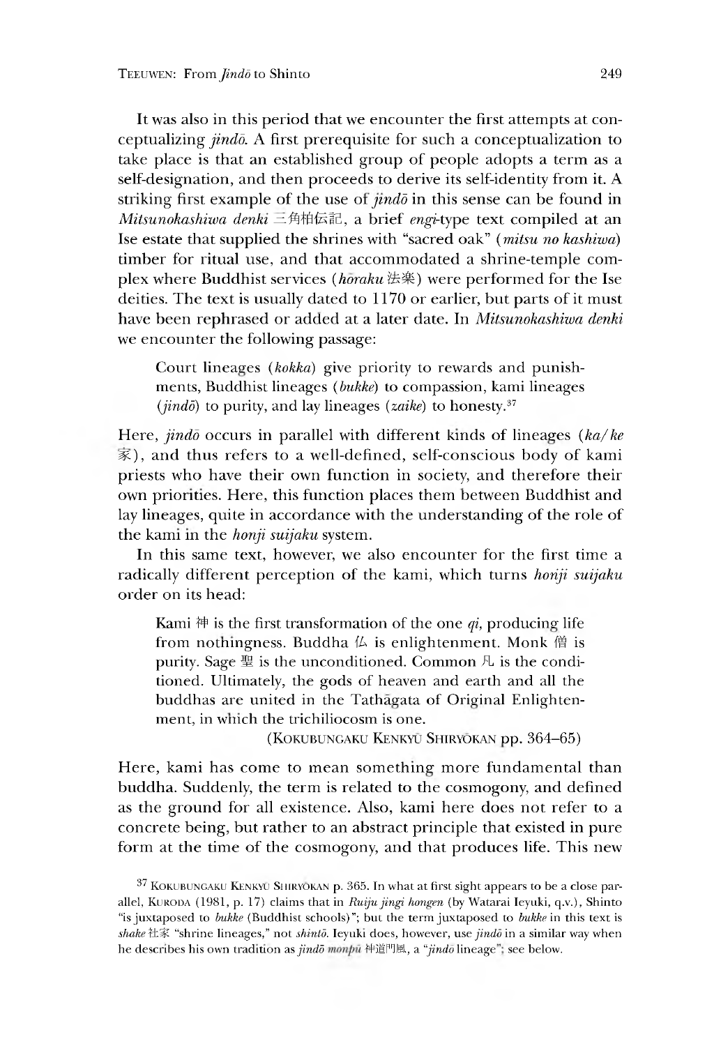It was also in this period that we encounter the first attempts at conceptualizing *jindō*. A first prerequisite for such a conceptualization to take place is that an established group of people adopts a term as a self-designation, and then proceeds to derive its self-identity from it. A striking first example of the use of *jindō* in this sense can be found in *Mitsunokashiwa denki* 三角柏伝記, a brief *engi*-type text compiled at an Ise estate that supplied the shrines with "sacred oak" (*mitsu no kashiwa*) timber for ritual use, and that accommodated a shrine-temple complex where Buddhist services (*hōraku* 法楽) were performed for the Ise deities. The text is usually dated to 1170 or earlier, but parts of it must have been rephrased or added at a later date. In *Mitsunokashiwa denki* we encounter the following passage:

> Court lineages (*kokka*) give priority to rewards and punishments, Buddhist lineages (*bukke*) to compassion, kami lineages (*jindō*) to purity, and lay lineages (*zaike*) to honesty.[37]

Here, *jindō* occurs in parallel with different kinds of lineages (*ka/ke* 家), and thus refers to a well-defined, self-conscious body of kami priests who have their own function in society, and therefore their own priorities. Here, this function places them between Buddhist and lay lineages, quite in accordance with the understanding of the role of the kami in the *honji suijaku* system.

In this same text, however, we also encounter for the first time a radically different perception of the kami, which turns *honji suijaku* order on its head:

> Kami 神 is the first transformation of the one *qi*, producing life from nothingness. Buddha 仏 is enlightenment. Monk 僧 is purity. Sage 聖 is the unconditioned. Common 凡 is the conditioned. Ultimately, the gods of heaven and earth and all the buddhas are united in the Tathāgata of Original Enlightenment, in which the trichiliocosm is one.
>
> (Kokubungaku Kenkyū Shiryōkan pp. 364–65)

Here, kami has come to mean something more fundamental than buddha. Suddenly, the term is related to the cosmogony, and defined as the ground for all existence. Also, kami here does not refer to a concrete being, but rather to an abstract principle that existed in pure form at the time of the cosmogony, and that produces life. This new

[37] Kokubungaku Kenkyū Shiryōkan p. 365. In what at first sight appears to be a close parallel, Kuroda (1981, p. 17) claims that in *Ruiju jingi hongen* (by Watarai Ieyuki, q.v.), Shinto "is juxtaposed to *bukke* (Buddhist schools)"; but the term juxtaposed to *bukke* in this text is *shake* 社家 "shrine lineages," not *shintō*. Ieyuki does, however, use *jindō* in a similar way when he describes his own tradition as *jindō monpū* 神道門風, a "*jindō* lineage"; see below.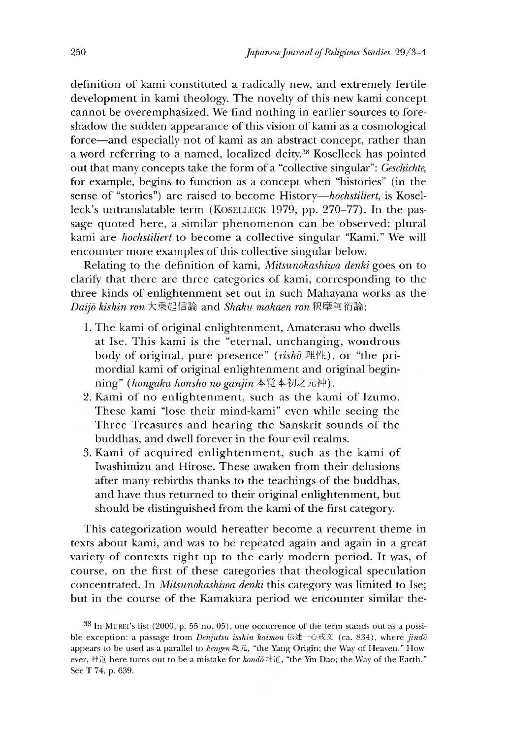definition of kami constituted a radically new, and extremely fertile development in kami theology. The novelty of this new kami concept cannot be overemphasized. We find nothing in earlier sources to foreshadow the sudden appearance of this vision of kami as a cosmological force—and especially not of kami as an abstract concept, rather than a word referring to a named, localized deity.[38] Koselleck has pointed out that many concepts take the form of a "collective singular": *Geschichte*, for example, begins to function as a concept when "histories" (in the sense of "stories") are raised to become History—*hochstiliert*, is Koselleck's untranslatable term (KOSELLECK 1979, pp. 270–77). In the passage quoted here, a similar phenomenon can be observed: plural kami are *hochstiliert* to become a collective singular "Kami." We will encounter more examples of this collective singular below.

Relating to the definition of kami, *Mitsunokashiwa denki* goes on to clarify that there are three categories of kami, corresponding to the three kinds of enlightenment set out in such Mahayana works as the *Daijō kishin ron* 大乗起信論 and *Shaku makaen ron* 釈摩訶衍論:

1. The kami of original enlightenment, Amaterasu who dwells at Ise. This kami is the "eternal, unchanging, wondrous body of original, pure presence" (*rishō* 理性), or "the primordial kami of original enlightenment and original beginning" (*hongaku honsho no ganjin* 本覚本初之元神).
2. Kami of no enlightenment, such as the kami of Izumo. These kami "lose their mind-kami" even while seeing the Three Treasures and hearing the Sanskrit sounds of the buddhas, and dwell forever in the four evil realms.
3. Kami of acquired enlightenment, such as the kami of Iwashimizu and Hirose. These awaken from their delusions after many rebirths thanks to the teachings of the buddhas, and have thus returned to their original enlightenment, but should be distinguished from the kami of the first category.

This categorization would hereafter become a recurrent theme in texts about kami, and was to be repeated again and again in a great variety of contexts right up to the early modern period. It was, of course, on the first of these categories that theological speculation concentrated. In *Mitsunokashiwa denki* this category was limited to Ise; but in the course of the Kamakura period we encounter similar the-

[38] In MUREI's list (2000, p. 55 no. 05), one occurrence of the term stands out as a possible exception: a passage from *Denjutsu isshin kaimon* 伝述一心戒文 (ca. 834), where *jindō* appears to be used as a parallel to *kengen* 乾元, "the Yang Origin; the Way of Heaven." However, 神道 here turns out to be a mistake for *kondō* 坤道, "the Yin Dao; the Way of the Earth." See T 74, p. 639.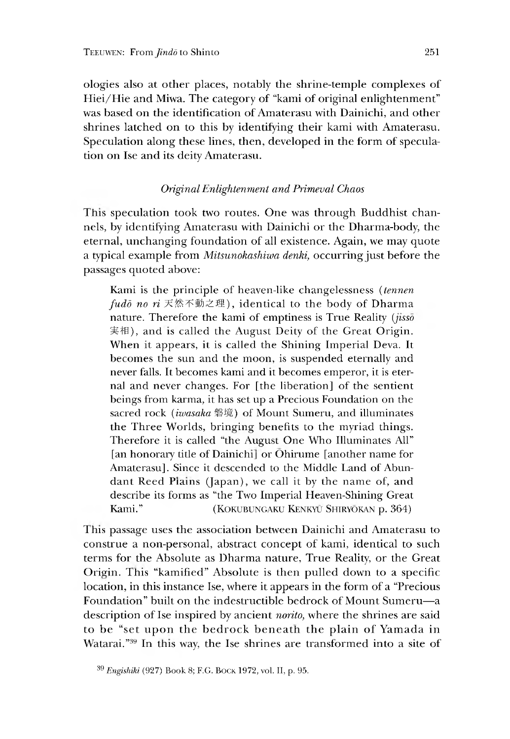ologies also at other places, notably the shrine-temple complexes of Hiei/Hie and Miwa. The category of "kami of original enlightenment" was based on the identification of Amaterasu with Dainichi, and other shrines latched on to this by identifying their kami with Amaterasu. Speculation along these lines, then, developed in the form of speculation on Ise and its deity Amaterasu.

### *Original Enlightenment and Primeval Chaos*

This speculation took two routes. One was through Buddhist channels, by identifying Amaterasu with Dainichi or the Dharma-body, the eternal, unchanging foundation of all existence. Again, we may quote a typical example from *Mitsunokashiwa denki,* occurring just before the passages quoted above:

> Kami is the principle of heaven-like changelessness (*tennen fudō no ri* 天然不動之理), identical to the body of Dharma nature. Therefore the kami of emptiness is True Reality (*jissō* 実相), and is called the August Deity of the Great Origin. When it appears, it is called the Shining Imperial Deva. It becomes the sun and the moon, is suspended eternally and never falls. It becomes kami and it becomes emperor, it is eternal and never changes. For [the liberation] of the sentient beings from karma, it has set up a Precious Foundation on the sacred rock (*iwasaka* 磐境) of Mount Sumeru, and illuminates the Three Worlds, bringing benefits to the myriad things. Therefore it is called "the August One Who Illuminates All" [an honorary title of Dainichi] or Ōhirume [another name for Amaterasu]. Since it descended to the Middle Land of Abundant Reed Plains (Japan), we call it by the name of, and describe its forms as "the Two Imperial Heaven-Shining Great Kami." (Kokubungaku Kenkyū Shiryōkan p. 364)

This passage uses the association between Dainichi and Amaterasu to construe a non-personal, abstract concept of kami, identical to such terms for the Absolute as Dharma nature, True Reality, or the Great Origin. This "kamified" Absolute is then pulled down to a specific location, in this instance Ise, where it appears in the form of a "Precious Foundation" built on the indestructible bedrock of Mount Sumeru—a description of Ise inspired by ancient *norito,* where the shrines are said to be "set upon the bedrock beneath the plain of Yamada in Watarai."[39] In this way, the Ise shrines are transformed into a site of

[39] *Engishiki* (927) Book 8; F.G. Bock 1972, vol. II, p. 95.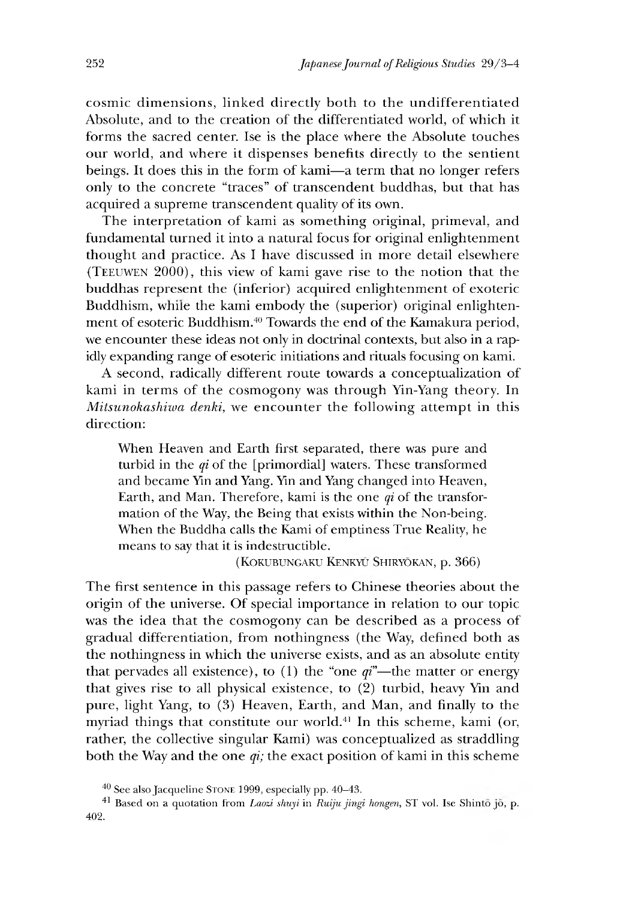cosmic dimensions, linked directly both to the undifferentiated Absolute, and to the creation of the differentiated world, of which it forms the sacred center. Ise is the place where the Absolute touches our world, and where it dispenses benefits directly to the sentient beings. It does this in the form of kami—a term that no longer refers only to the concrete "traces" of transcendent buddhas, but that has acquired a supreme transcendent quality of its own.

The interpretation of kami as something original, primeval, and fundamental turned it into a natural focus for original enlightenment thought and practice. As I have discussed in more detail elsewhere (TEEUWEN 2000), this view of kami gave rise to the notion that the buddhas represent the (inferior) acquired enlightenment of exoteric Buddhism, while the kami embody the (superior) original enlightenment of esoteric Buddhism.[40] Towards the end of the Kamakura period, we encounter these ideas not only in doctrinal contexts, but also in a rapidly expanding range of esoteric initiations and rituals focusing on kami.

A second, radically different route towards a conceptualization of kami in terms of the cosmogony was through Yin-Yang theory. In *Mitsunokashiwa denki*, we encounter the following attempt in this direction:

> When Heaven and Earth first separated, there was pure and turbid in the *qi* of the [primordial] waters. These transformed and became Yin and Yang. Yin and Yang changed into Heaven, Earth, and Man. Therefore, kami is the one *qi* of the transformation of the Way, the Being that exists within the Non-being. When the Buddha calls the Kami of emptiness True Reality, he means to say that it is indestructible.
>
> (KOKUBUNGAKU KENKYŪ SHIRYŌKAN, p. 366)

The first sentence in this passage refers to Chinese theories about the origin of the universe. Of special importance in relation to our topic was the idea that the cosmogony can be described as a process of gradual differentiation, from nothingness (the Way, defined both as the nothingness in which the universe exists, and as an absolute entity that pervades all existence), to (1) the "one *qi*"—the matter or energy that gives rise to all physical existence, to (2) turbid, heavy Yin and pure, light Yang, to (3) Heaven, Earth, and Man, and finally to the myriad things that constitute our world.[41] In this scheme, kami (or, rather, the collective singular Kami) was conceptualized as straddling both the Way and the one *qi*; the exact position of kami in this scheme

---

[40] See also Jacqueline STONE 1999, especially pp. 40–43.

[41] Based on a quotation from *Laozi shuyi* in *Ruiju jingi hongen*, ST vol. Ise Shintō jō, p. 402.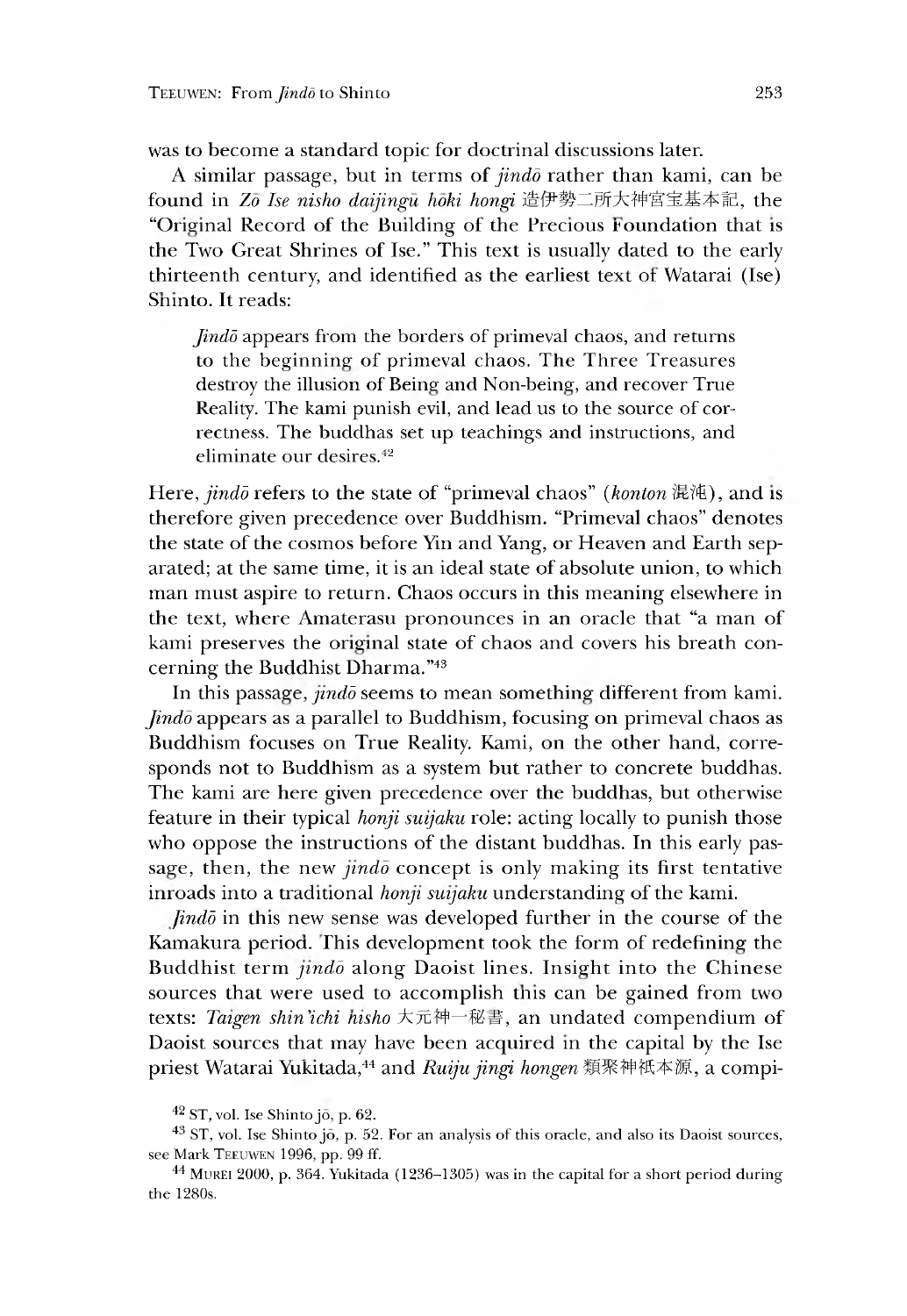was to become a standard topic for doctrinal discussions later.

A similar passage, but in terms of *jindō* rather than kami, can be found in *Zō Ise nisho daijingū hōki hongi* 造伊勢二所大神宮宝基本記, the "Original Record of the Building of the Precious Foundation that is the Two Great Shrines of Ise." This text is usually dated to the early thirteenth century, and identified as the earliest text of Watarai (Ise) Shinto. It reads:

> *Jindō* appears from the borders of primeval chaos, and returns to the beginning of primeval chaos. The Three Treasures destroy the illusion of Being and Non-being, and recover True Reality. The kami punish evil, and lead us to the source of correctness. The buddhas set up teachings and instructions, and eliminate our desires.[42]

Here, *jindō* refers to the state of "primeval chaos" (*konton* 混沌), and is therefore given precedence over Buddhism. "Primeval chaos" denotes the state of the cosmos before Yin and Yang, or Heaven and Earth separated; at the same time, it is an ideal state of absolute union, to which man must aspire to return. Chaos occurs in this meaning elsewhere in the text, where Amaterasu pronounces in an oracle that "a man of kami preserves the original state of chaos and covers his breath concerning the Buddhist Dharma."[43]

In this passage, *jindō* seems to mean something different from kami. *Jindō* appears as a parallel to Buddhism, focusing on primeval chaos as Buddhism focuses on True Reality. Kami, on the other hand, corresponds not to Buddhism as a system but rather to concrete buddhas. The kami are here given precedence over the buddhas, but otherwise feature in their typical *honji suijaku* role: acting locally to punish those who oppose the instructions of the distant buddhas. In this early passage, then, the new *jindō* concept is only making its first tentative inroads into a traditional *honji suijaku* understanding of the kami.

*Jindō* in this new sense was developed further in the course of the Kamakura period. This development took the form of redefining the Buddhist term *jindō* along Daoist lines. Insight into the Chinese sources that were used to accomplish this can be gained from two texts: *Taigen shin'ichi hisho* 大元神一秘書, an undated compendium of Daoist sources that may have been acquired in the capital by the Ise priest Watarai Yukitada,[44] and *Ruiju jingi hongen* 類聚神祇本源, a compi-

---

[42] ST, vol. Ise Shinto jō, p. 62.

[43] ST, vol. Ise Shinto jō, p. 52. For an analysis of this oracle, and also its Daoist sources, see Mark TEEUWEN 1996, pp. 99 ff.

[44] MUREI 2000, p. 364. Yukitada (1236–1305) was in the capital for a short period during the 1280s.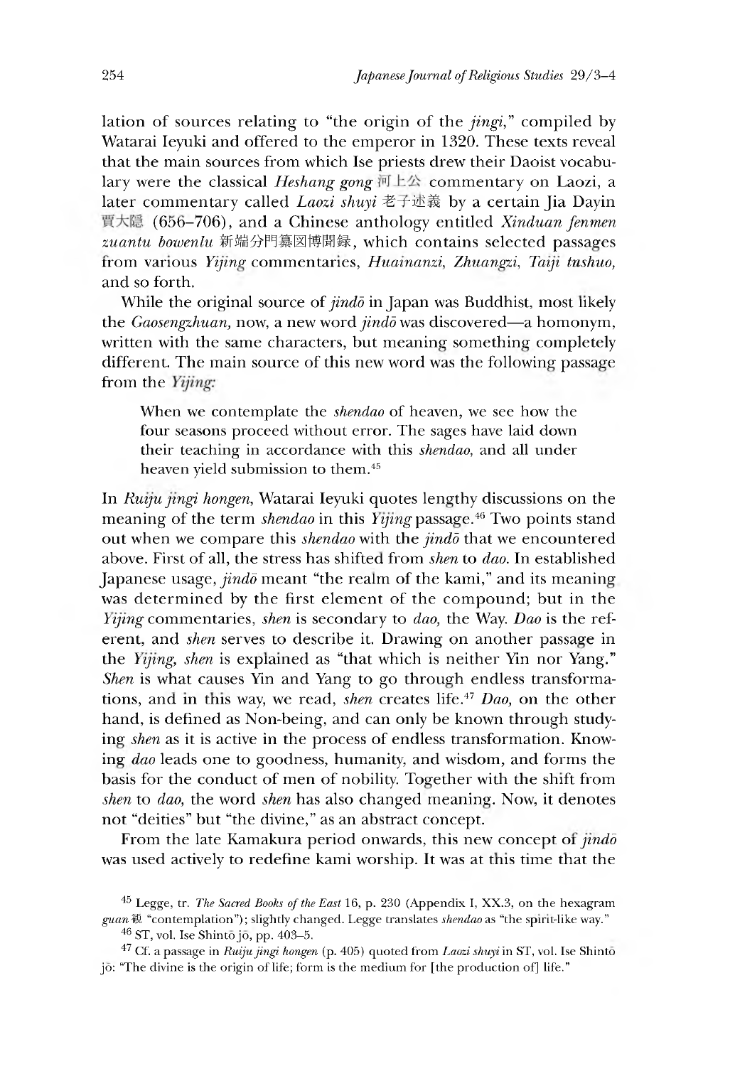lation of sources relating to "the origin of the *jingi*," compiled by Watarai Ieyuki and offered to the emperor in 1320. These texts reveal that the main sources from which Ise priests drew their Daoist vocabulary were the classical *Heshang gong* 河上公 commentary on Laozi, a later commentary called *Laozi shuyi* 老子述義 by a certain Jia Dayin 賈大隠 (656–706), and a Chinese anthology entitled *Xinduan fenmen zuantu bowenlu* 新端分門纂図博聞録, which contains selected passages from various *Yijing* commentaries, *Huainanzi*, *Zhuangzi*, *Taiji tushuo*, and so forth.

While the original source of *jindō* in Japan was Buddhist, most likely the *Gaosengzhuan*, now, a new word *jindō* was discovered—a homonym, written with the same characters, but meaning something completely different. The main source of this new word was the following passage from the *Yijing*:

> When we contemplate the *shendao* of heaven, we see how the four seasons proceed without error. The sages have laid down their teaching in accordance with this *shendao*, and all under heaven yield submission to them.[45]

In *Ruiju jingi hongen*, Watarai Ieyuki quotes lengthy discussions on the meaning of the term *shendao* in this *Yijing* passage.[46] Two points stand out when we compare this *shendao* with the *jindō* that we encountered above. First of all, the stress has shifted from *shen* to *dao*. In established Japanese usage, *jindō* meant "the realm of the kami," and its meaning was determined by the first element of the compound; but in the *Yijing* commentaries, *shen* is secondary to *dao*, the Way. *Dao* is the referent, and *shen* serves to describe it. Drawing on another passage in the *Yijing*, *shen* is explained as "that which is neither Yin nor Yang." *Shen* is what causes Yin and Yang to go through endless transformations, and in this way, we read, *shen* creates life.[47] *Dao*, on the other hand, is defined as Non-being, and can only be known through studying *shen* as it is active in the process of endless transformation. Knowing *dao* leads one to goodness, humanity, and wisdom, and forms the basis for the conduct of men of nobility. Together with the shift from *shen* to *dao*, the word *shen* has also changed meaning. Now, it denotes not "deities" but "the divine," as an abstract concept.

From the late Kamakura period onwards, this new concept of *jindō* was used actively to redefine kami worship. It was at this time that the

---

[45] Legge, tr. *The Sacred Books of the East* 16, p. 230 (Appendix I, XX.3, on the hexagram *guan* 観 "contemplation"); slightly changed. Legge translates *shendao* as "the spirit-like way."

[46] ST, vol. Ise Shintō jō, pp. 403–5.

[47] Cf. a passage in *Ruiju jingi hongen* (p. 405) quoted from *Laozi shuyi* in ST, vol. Ise Shintō jō: "The divine is the origin of life; form is the medium for [the production of] life."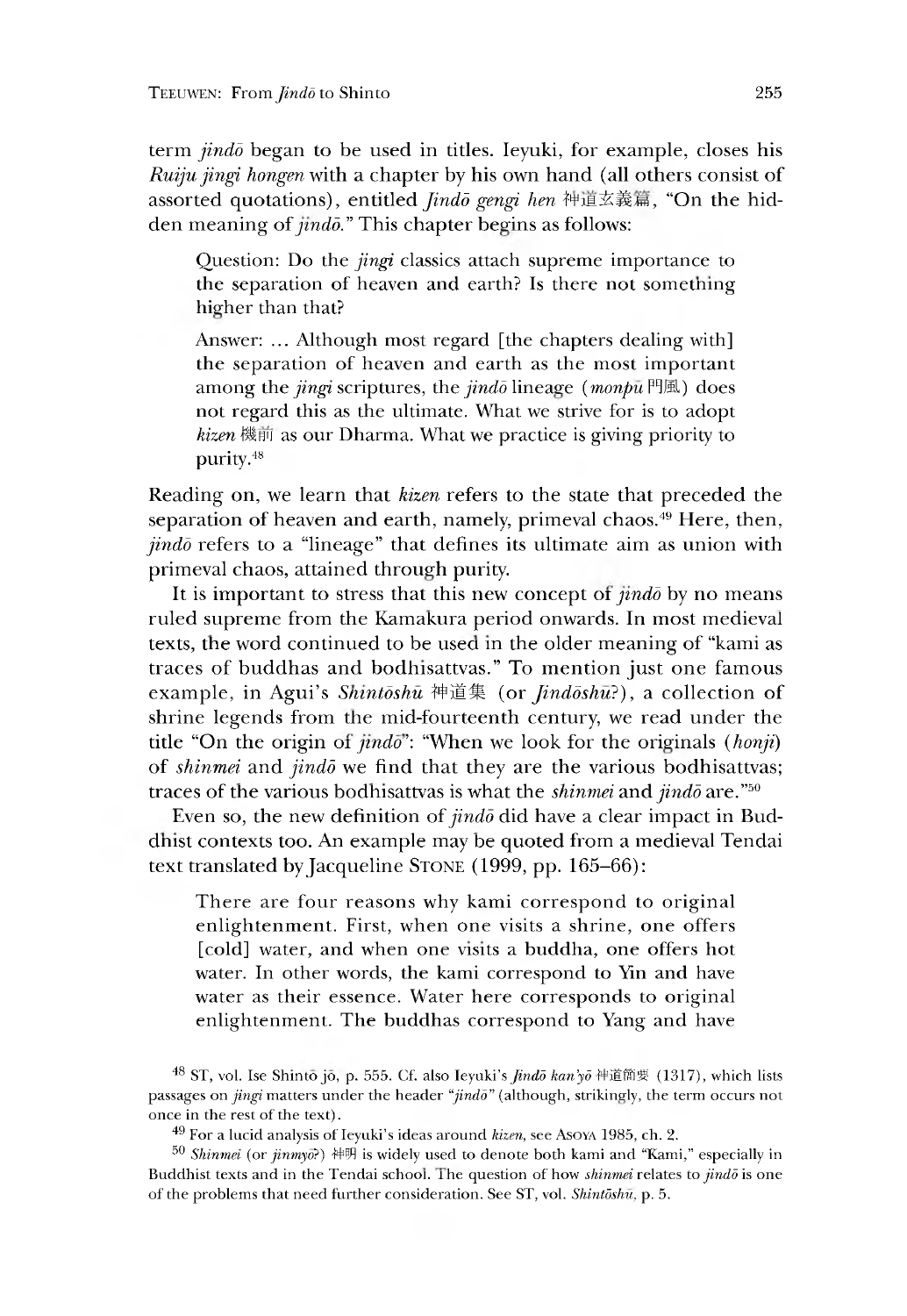term *jindō* began to be used in titles. Ieyuki, for example, closes his *Ruiju jingi hongen* with a chapter by his own hand (all others consist of assorted quotations), entitled *Jindō gengi hen* 神道玄義篇, "On the hidden meaning of *jindō*." This chapter begins as follows:

> Question: Do the *jingi* classics attach supreme importance to the separation of heaven and earth? Is there not something higher than that?
>
> Answer: ... Although most regard [the chapters dealing with] the separation of heaven and earth as the most important among the *jingi* scriptures, the *jindō* lineage (*monpū* 門風) does not regard this as the ultimate. What we strive for is to adopt *kizen* 機前 as our Dharma. What we practice is giving priority to purity.[48]

Reading on, we learn that *kizen* refers to the state that preceded the separation of heaven and earth, namely, primeval chaos.[49] Here, then, *jindō* refers to a "lineage" that defines its ultimate aim as union with primeval chaos, attained through purity.

It is important to stress that this new concept of *jindō* by no means ruled supreme from the Kamakura period onwards. In most medieval texts, the word continued to be used in the older meaning of "kami as traces of buddhas and bodhisattvas." To mention just one famous example, in Agui's *Shintōshū* 神道集 (or *Jindōshū*?), a collection of shrine legends from the mid-fourteenth century, we read under the title "On the origin of *jindō*": "When we look for the originals (*honji*) of *shinmei* and *jindō* we find that they are the various bodhisattvas; traces of the various bodhisattvas is what the *shinmei* and *jindō* are."[50]

Even so, the new definition of *jindō* did have a clear impact in Buddhist contexts too. An example may be quoted from a medieval Tendai text translated by Jacqueline Stone (1999, pp. 165–66):

> There are four reasons why kami correspond to original enlightenment. First, when one visits a shrine, one offers [cold] water, and when one visits a buddha, one offers hot water. In other words, the kami correspond to Yin and have water as their essence. Water here corresponds to original enlightenment. The buddhas correspond to Yang and have

[48] ST, vol. Ise Shintō jō, p. 555. Cf. also Ieyuki's *Jindō kan'yō* 神道簡要 (1317), which lists passages on *jingi* matters under the header "*jindō*" (although, strikingly, the term occurs not once in the rest of the text).

[49] For a lucid analysis of Ieyuki's ideas around *kizen*, see Asoya 1985, ch. 2.

[50] *Shinmei* (or *jinmyō*?) 神明 is widely used to denote both kami and "Kami," especially in Buddhist texts and in the Tendai school. The question of how *shinmei* relates to *jindō* is one of the problems that need further consideration. See ST, vol. *Shintōshū*, p. 5.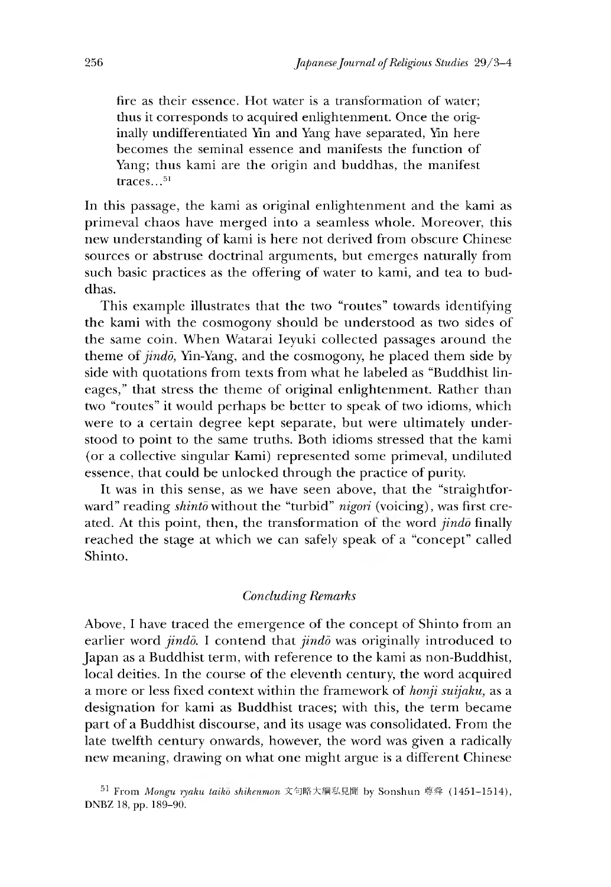fire as their essence. Hot water is a transformation of water; thus it corresponds to acquired enlightenment. Once the originally undifferentiated Yin and Yang have separated, Yin here becomes the seminal essence and manifests the function of Yang; thus kami are the origin and buddhas, the manifest traces...[51]

In this passage, the kami as original enlightenment and the kami as primeval chaos have merged into a seamless whole. Moreover, this new understanding of kami is here not derived from obscure Chinese sources or abstruse doctrinal arguments, but emerges naturally from such basic practices as the offering of water to kami, and tea to buddhas.

This example illustrates that the two "routes" towards identifying the kami with the cosmogony should be understood as two sides of the same coin. When Watarai Ieyuki collected passages around the theme of *jindō*, Yin-Yang, and the cosmogony, he placed them side by side with quotations from texts from what he labeled as "Buddhist lineages," that stress the theme of original enlightenment. Rather than two "routes" it would perhaps be better to speak of two idioms, which were to a certain degree kept separate, but were ultimately understood to point to the same truths. Both idioms stressed that the kami (or a collective singular Kami) represented some primeval, undiluted essence, that could be unlocked through the practice of purity.

It was in this sense, as we have seen above, that the "straightforward" reading *shintō* without the "turbid" *nigori* (voicing), was first created. At this point, then, the transformation of the word *jindō* finally reached the stage at which we can safely speak of a "concept" called Shinto.

## *Concluding Remarks*

Above, I have traced the emergence of the concept of Shinto from an earlier word *jindō*. I contend that *jindō* was originally introduced to Japan as a Buddhist term, with reference to the kami as non-Buddhist, local deities. In the course of the eleventh century, the word acquired a more or less fixed context within the framework of *honji suijaku*, as a designation for kami as Buddhist traces; with this, the term became part of a Buddhist discourse, and its usage was consolidated. From the late twelfth century onwards, however, the word was given a radically new meaning, drawing on what one might argue is a different Chinese

[51] From *Mongu ryaku taikō shikenmon* 文句略大綱私見聞 by Sonshun 尊舜 (1451–1514), DNBZ 18, pp. 189–90.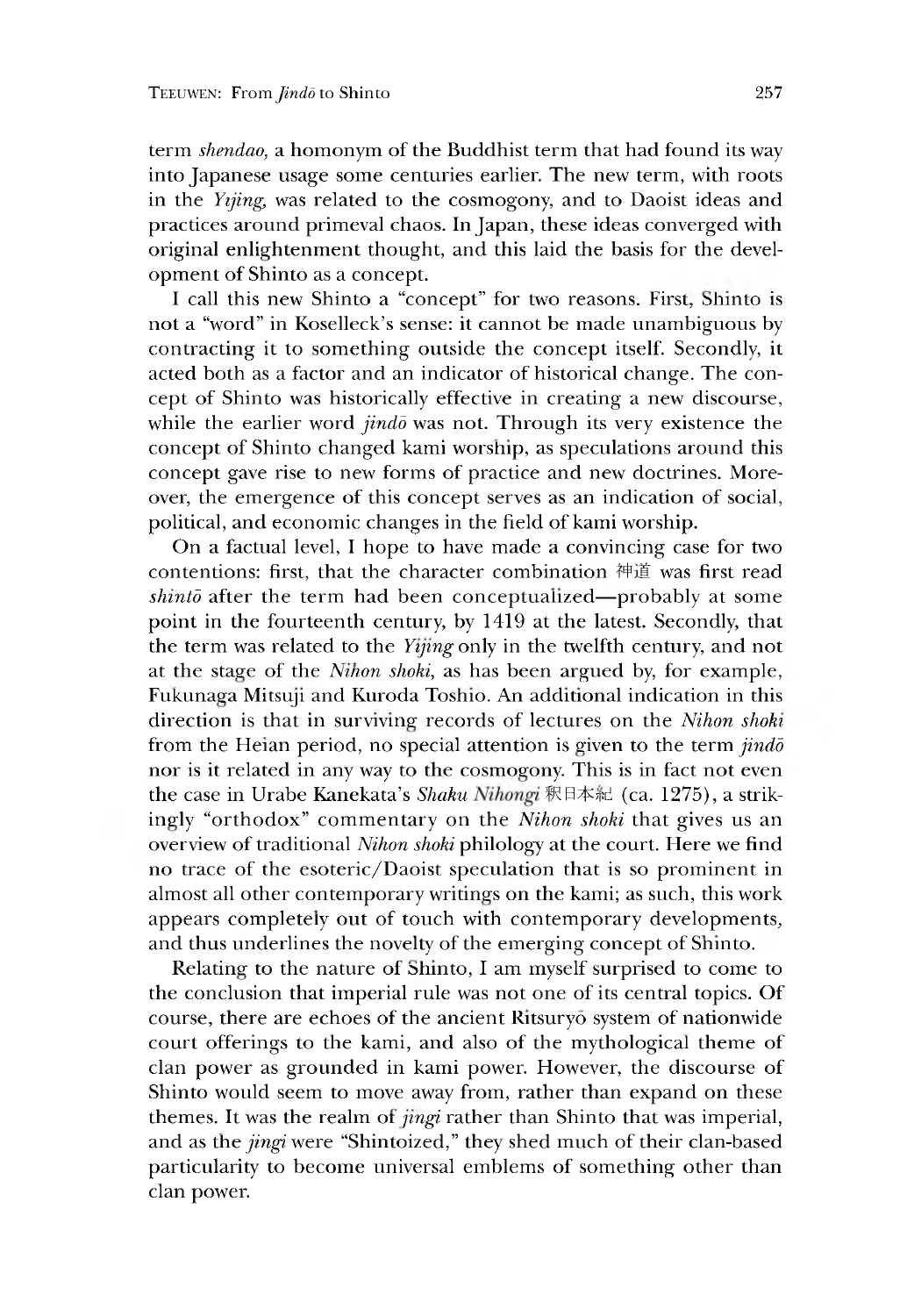term *shendao*, a homonym of the Buddhist term that had found its way into Japanese usage some centuries earlier. The new term, with roots in the *Yijing*, was related to the cosmogony, and to Daoist ideas and practices around primeval chaos. In Japan, these ideas converged with original enlightenment thought, and this laid the basis for the development of Shinto as a concept.

I call this new Shinto a "concept" for two reasons. First, Shinto is not a "word" in Koselleck's sense: it cannot be made unambiguous by contracting it to something outside the concept itself. Secondly, it acted both as a factor and an indicator of historical change. The concept of Shinto was historically effective in creating a new discourse, while the earlier word *jindō* was not. Through its very existence the concept of Shinto changed kami worship, as speculations around this concept gave rise to new forms of practice and new doctrines. Moreover, the emergence of this concept serves as an indication of social, political, and economic changes in the field of kami worship.

On a factual level, I hope to have made a convincing case for two contentions: first, that the character combination 神道 was first read *shintō* after the term had been conceptualized—probably at some point in the fourteenth century, by 1419 at the latest. Secondly, that the term was related to the *Yijing* only in the twelfth century, and not at the stage of the *Nihon shoki*, as has been argued by, for example, Fukunaga Mitsuji and Kuroda Toshio. An additional indication in this direction is that in surviving records of lectures on the *Nihon shoki* from the Heian period, no special attention is given to the term *jindō* nor is it related in any way to the cosmogony. This is in fact not even the case in Urabe Kanekata's *Shaku Nihongi* 釈日本紀 (ca. 1275), a strikingly "orthodox" commentary on the *Nihon shoki* that gives us an overview of traditional *Nihon shoki* philology at the court. Here we find no trace of the esoteric/Daoist speculation that is so prominent in almost all other contemporary writings on the kami; as such, this work appears completely out of touch with contemporary developments, and thus underlines the novelty of the emerging concept of Shinto.

Relating to the nature of Shinto, I am myself surprised to come to the conclusion that imperial rule was not one of its central topics. Of course, there are echoes of the ancient Ritsuryō system of nationwide court offerings to the kami, and also of the mythological theme of clan power as grounded in kami power. However, the discourse of Shinto would seem to move away from, rather than expand on these themes. It was the realm of *jingi* rather than Shinto that was imperial, and as the *jingi* were "Shintoized," they shed much of their clan-based particularity to become universal emblems of something other than clan power.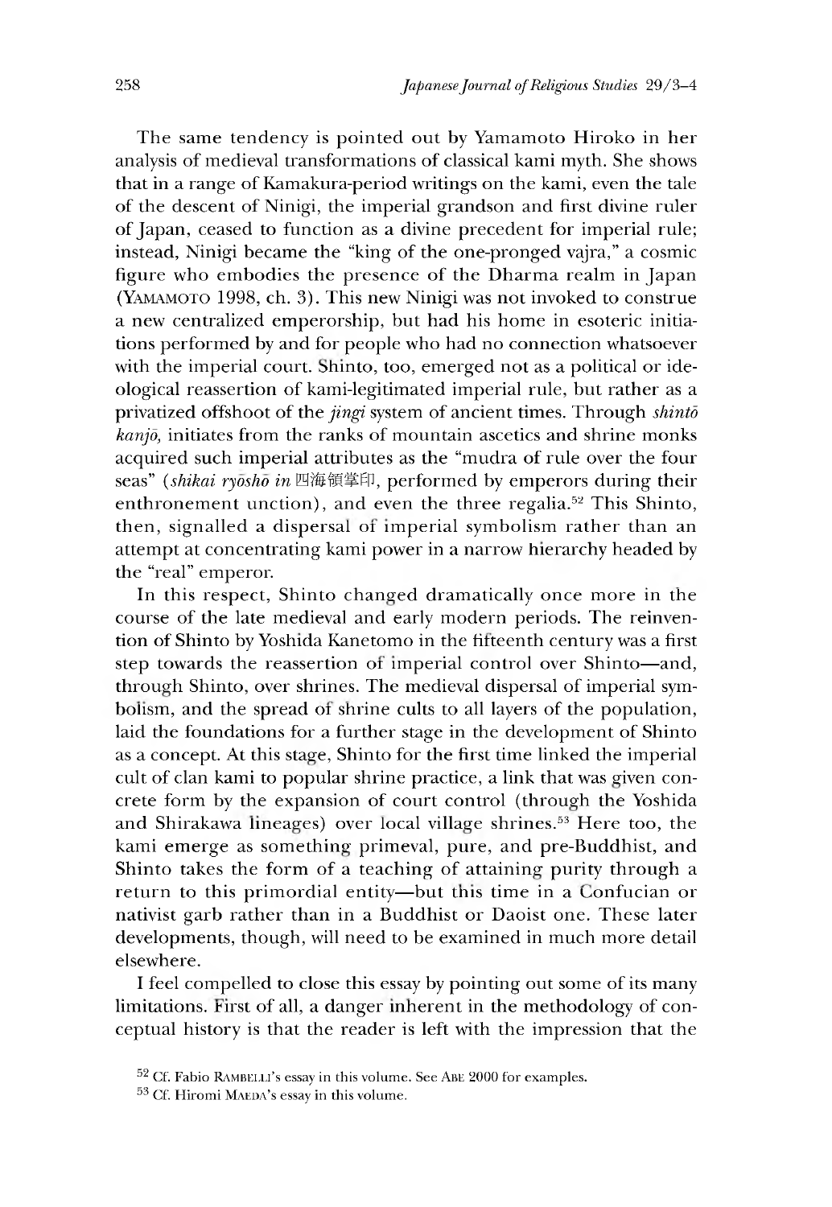The same tendency is pointed out by Yamamoto Hiroko in her analysis of medieval transformations of classical kami myth. She shows that in a range of Kamakura-period writings on the kami, even the tale of the descent of Ninigi, the imperial grandson and first divine ruler of Japan, ceased to function as a divine precedent for imperial rule; instead, Ninigi became the "king of the one-pronged vajra," a cosmic figure who embodies the presence of the Dharma realm in Japan (YAMAMOTO 1998, ch. 3). This new Ninigi was not invoked to construe a new centralized emperorship, but had his home in esoteric initiations performed by and for people who had no connection whatsoever with the imperial court. Shinto, too, emerged not as a political or ideological reassertion of kami-legitimated imperial rule, but rather as a privatized offshoot of the *jingi* system of ancient times. Through *shintō kanjō,* initiates from the ranks of mountain ascetics and shrine monks acquired such imperial attributes as the "mudra of rule over the four seas" (*shikai ryōshō in* 四海領掌印, performed by emperors during their enthronement unction), and even the three regalia.[52] This Shinto, then, signalled a dispersal of imperial symbolism rather than an attempt at concentrating kami power in a narrow hierarchy headed by the "real" emperor.

In this respect, Shinto changed dramatically once more in the course of the late medieval and early modern periods. The reinvention of Shinto by Yoshida Kanetomo in the fifteenth century was a first step towards the reassertion of imperial control over Shinto—and, through Shinto, over shrines. The medieval dispersal of imperial symbolism, and the spread of shrine cults to all layers of the population, laid the foundations for a further stage in the development of Shinto as a concept. At this stage, Shinto for the first time linked the imperial cult of clan kami to popular shrine practice, a link that was given concrete form by the expansion of court control (through the Yoshida and Shirakawa lineages) over local village shrines.[53] Here too, the kami emerge as something primeval, pure, and pre-Buddhist, and Shinto takes the form of a teaching of attaining purity through a return to this primordial entity—but this time in a Confucian or nativist garb rather than in a Buddhist or Daoist one. These later developments, though, will need to be examined in much more detail elsewhere.

I feel compelled to close this essay by pointing out some of its many limitations. First of all, a danger inherent in the methodology of conceptual history is that the reader is left with the impression that the

[52] Cf. Fabio RAMBELLI's essay in this volume. See ABE 2000 for examples.

[53] Cf. Hiromi MAEDA's essay in this volume.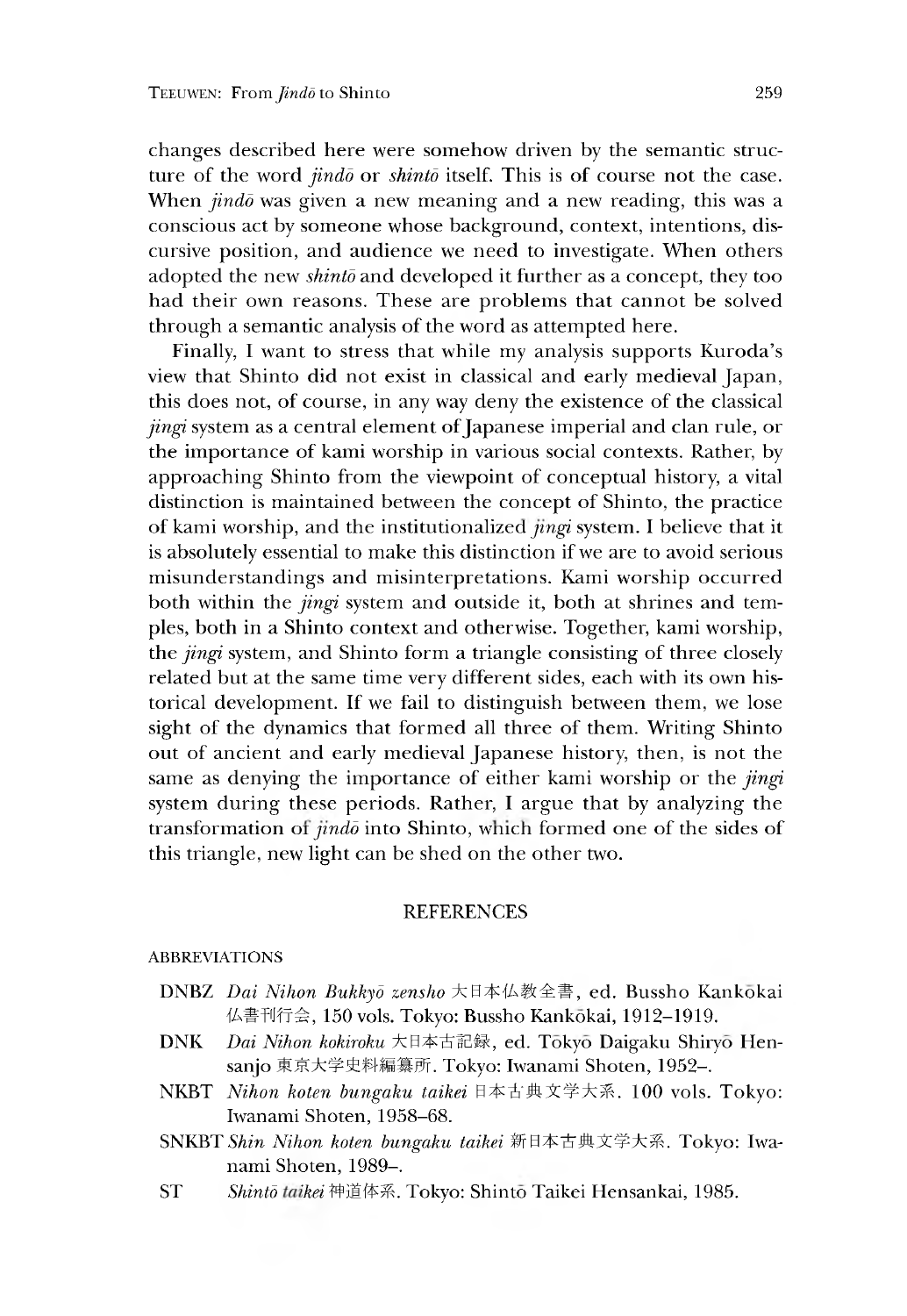changes described here were somehow driven by the semantic structure of the word *jindō* or *shintō* itself. This is of course not the case. When *jindō* was given a new meaning and a new reading, this was a conscious act by someone whose background, context, intentions, discursive position, and audience we need to investigate. When others adopted the new *shintō* and developed it further as a concept, they too had their own reasons. These are problems that cannot be solved through a semantic analysis of the word as attempted here.

Finally, I want to stress that while my analysis supports Kuroda's view that Shinto did not exist in classical and early medieval Japan, this does not, of course, in any way deny the existence of the classical *jingi* system as a central element of Japanese imperial and clan rule, or the importance of kami worship in various social contexts. Rather, by approaching Shinto from the viewpoint of conceptual history, a vital distinction is maintained between the concept of Shinto, the practice of kami worship, and the institutionalized *jingi* system. I believe that it is absolutely essential to make this distinction if we are to avoid serious misunderstandings and misinterpretations. Kami worship occurred both within the *jingi* system and outside it, both at shrines and temples, both in a Shinto context and otherwise. Together, kami worship, the *jingi* system, and Shinto form a triangle consisting of three closely related but at the same time very different sides, each with its own historical development. If we fail to distinguish between them, we lose sight of the dynamics that formed all three of them. Writing Shinto out of ancient and early medieval Japanese history, then, is not the same as denying the importance of either kami worship or the *jingi* system during these periods. Rather, I argue that by analyzing the transformation of *jindō* into Shinto, which formed one of the sides of this triangle, new light can be shed on the other two.

## REFERENCES

### ABBREVIATIONS

- DNBZ *Dai Nihon Bukkyō zensho* 大日本仏教全書, ed. Bussho Kankōkai 仏書刊行会, 150 vols. Tokyo: Bussho Kankōkai, 1912–1919.
- DNK *Dai Nihon kokiroku* 大日本古記録, ed. Tōkyō Daigaku Shiryō Hensanjo 東京大学史料編纂所. Tokyo: Iwanami Shoten, 1952–.
- NKBT *Nihon koten bungaku taikei* 日本古典文学大系. 100 vols. Tokyo: Iwanami Shoten, 1958–68.
- SNKBT *Shin Nihon koten bungaku taikei* 新日本古典文学大系. Tokyo: Iwanami Shoten, 1989–.
- ST *Shintō taikei* 神道体系. Tokyo: Shintō Taikei Hensankai, 1985.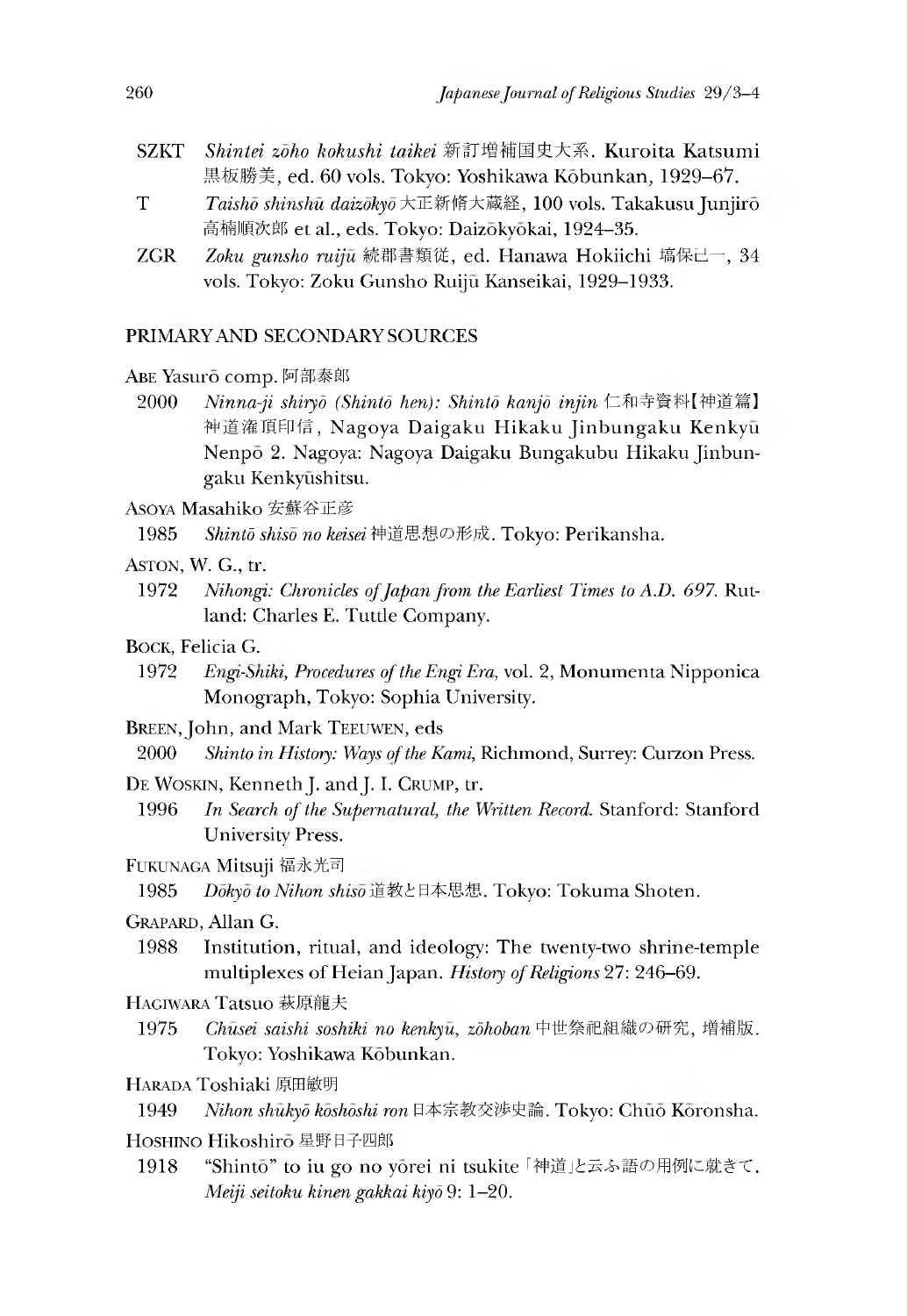SZKT *Shintei zōho kokushi taikei* 新訂増補国史大系. Kuroita Katsumi 黒板勝美, ed. 60 vols. Tokyo: Yoshikawa Kōbunkan, 1929–67.

T *Taishō shinshū daizōkyō* 大正新脩大蔵経, 100 vols. Takakusu Junjirō 高楠順次郎 et al., eds. Tokyo: Daizōkyōkai, 1924–35.

ZGR *Zoku gunsho ruijū* 続群書類従, ed. Hanawa Hokiichi 塙保己一, 34 vols. Tokyo: Zoku Gunsho Ruijū Kanseikai, 1929–1933.

## PRIMARY AND SECONDARY SOURCES

ABE Yasurō comp. 阿部泰郎

2000 *Ninna-ji shiryō (Shintō hen): Shintō kanjō injin* 仁和寺資料【神道篇】神道灌頂印信, Nagoya Daigaku Hikaku Jinbungaku Kenkyū Nenpō 2. Nagoya: Nagoya Daigaku Bungakubu Hikaku Jinbungaku Kenkyūshitsu.

ASOYA Masahiko 安蘇谷正彦

1985 *Shintō shisō no keisei* 神道思想の形成. Tokyo: Perikansha.

ASTON, W. G., tr.

1972 *Nihongi: Chronicles of Japan from the Earliest Times to A.D. 697.* Rutland: Charles E. Tuttle Company.

BOCK, Felicia G.

1972 *Engi-Shiki, Procedures of the Engi Era,* vol. 2, Monumenta Nipponica Monograph, Tokyo: Sophia University.

BREEN, John, and Mark TEEUWEN, eds

2000 *Shinto in History: Ways of the Kami,* Richmond, Surrey: Curzon Press.

DE WOSKIN, Kenneth J. and J. I. CRUMP, tr.

1996 *In Search of the Supernatural, the Written Record.* Stanford: Stanford University Press.

FUKUNAGA Mitsuji 福永光司

1985 *Dōkyō to Nihon shisō* 道教と日本思想. Tokyo: Tokuma Shoten.

GRAPARD, Allan G.

1988 Institution, ritual, and ideology: The twenty-two shrine-temple multiplexes of Heian Japan. *History of Religions* 27: 246–69.

HAGIWARA Tatsuo 萩原龍夫

1975 *Chūsei saishi soshiki no kenkyū, zōhoban* 中世祭祀組織の研究, 増補版. Tokyo: Yoshikawa Kōbunkan.

HARADA Toshiaki 原田敏明

1949 *Nihon shūkyō kōshōshi ron* 日本宗教交渉史論. Tokyo: Chūō Kōronsha.

HOSHINO Hikoshirō 星野日子四郎

1918 "Shintō" to iu go no yōrei ni tsukite「神道」と云ふ語の用例に就きて. *Meiji seitoku kinen gakkai kiyō* 9: 1–20.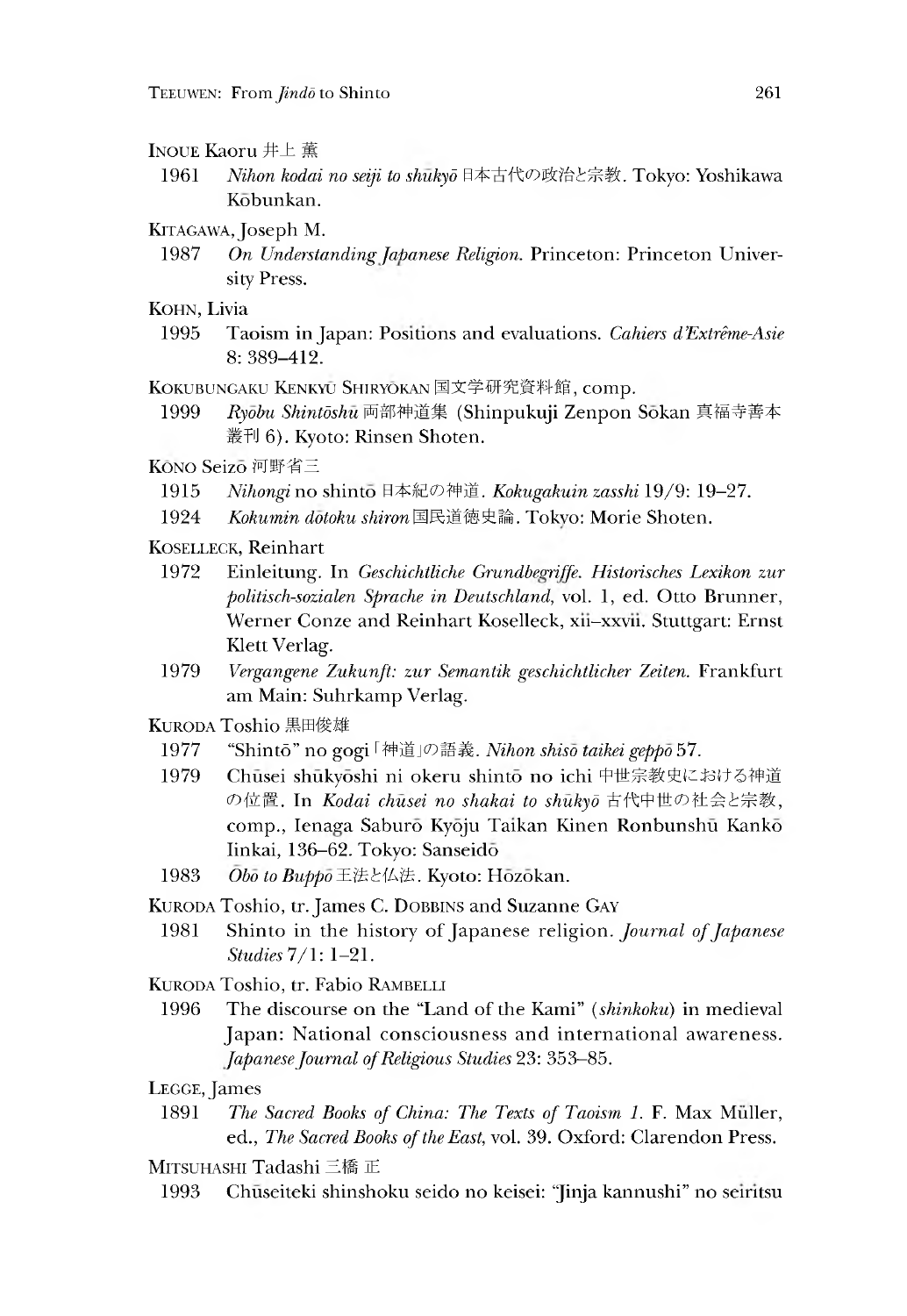INOUE Kaoru 井上 薫

1961 *Nihon kodai no seiji to shūkyō* 日本古代の政治と宗教. Tokyo: Yoshikawa Kōbunkan.

KITAGAWA, Joseph M.

1987 *On Understanding Japanese Religion.* Princeton: Princeton University Press.

KOHN, Livia

1995 Taoism in Japan: Positions and evaluations. *Cahiers d'Extrême-Asie* 8: 389–412.

KOKUBUNGAKU KENKYŪ SHIRYŌKAN 国文学研究資料館, comp.

1999 *Ryōbu Shintōshū* 両部神道集 (Shinpukuji Zenpon Sōkan 真福寺善本叢刊 6). Kyoto: Rinsen Shoten.

KŌNO Seizō 河野省三

1915 *Nihongi* no shintō 日本紀の神道. *Kokugakuin zasshi* 19/9: 19–27.

1924 *Kokumin dōtoku shiron* 国民道徳史論. Tokyo: Morie Shoten.

KOSELLECK, Reinhart

1972 Einleitung. In *Geschichtliche Grundbegriffe. Historisches Lexikon zur politisch-sozialen Sprache in Deutschland,* vol. 1, ed. Otto Brunner, Werner Conze and Reinhart Koselleck, xii–xxvii. Stuttgart: Ernst Klett Verlag.

1979 *Vergangene Zukunft: zur Semantik geschichtlicher Zeiten.* Frankfurt am Main: Suhrkamp Verlag.

KURODA Toshio 黒田俊雄

1977 "Shintō" no gogi「神道」の語義. *Nihon shisō taikei geppō* 57.

1979 Chūsei shūkyōshi ni okeru shintō no ichi 中世宗教史における神道の位置. In *Kodai chūsei no shakai to shūkyō* 古代中世の社会と宗教, comp., Ienaga Saburō Kyōju Taikan Kinen Ronbunshū Kankō Iinkai, 136–62. Tokyo: Sanseidō

1983 *Ōbō to Buppō* 王法と仏法. Kyoto: Hōzōkan.

KURODA Toshio, tr. James C. DOBBINS and Suzanne GAY

1981 Shinto in the history of Japanese religion. *Journal of Japanese Studies* 7/1: 1–21.

KURODA Toshio, tr. Fabio RAMBELLI

1996 The discourse on the "Land of the Kami" (*shinkoku*) in medieval Japan: National consciousness and international awareness. *Japanese Journal of Religious Studies* 23: 353–85.

LEGGE, James

1891 *The Sacred Books of China: The Texts of Taoism 1.* F. Max Müller, ed., *The Sacred Books of the East,* vol. 39. Oxford: Clarendon Press.

MITSUHASHI Tadashi 三橋 正

1993 Chūseiteki shinshoku seido no keisei: "Jinja kannushi" no seiritsu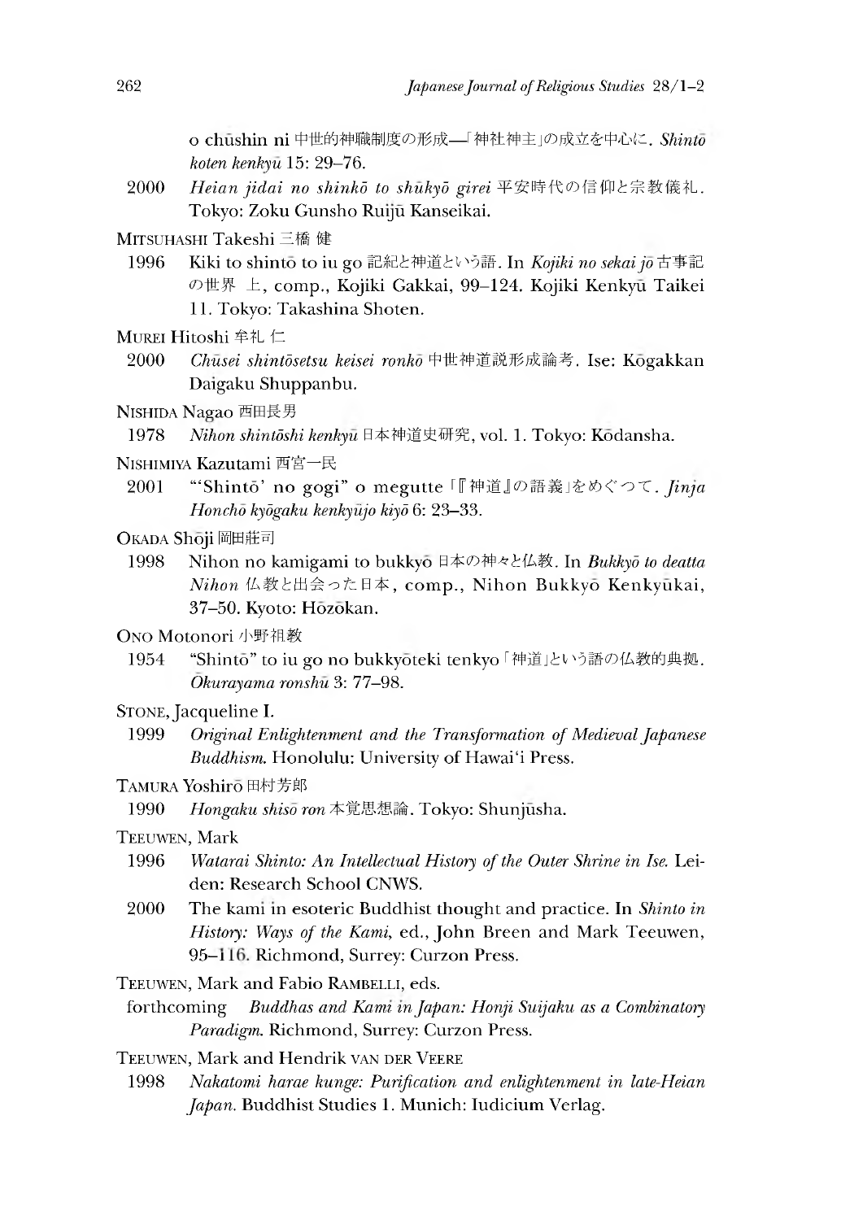o chūshin ni 中世的神職制度の形成—「神社神主」の成立を中心に. *Shintō koten kenkyū* 15: 29–76.

2000 *Heian jidai no shinkō to shūkyō girei* 平安時代の信仰と宗教儀礼. Tokyo: Zoku Gunsho Ruijū Kanseikai.

MITSUHASHI Takeshi 三橋 健

1996 Kiki to shintō to iu go 記紀と神道という語. In *Kojiki no sekai jō* 古事記の世界 上, comp., Kojiki Gakkai, 99–124. Kojiki Kenkyū Taikei 11. Tokyo: Takashina Shoten.

MUREI Hitoshi 牟礼 仁

2000 *Chūsei shintōsetsu keisei ronkō* 中世神道説形成論考. Ise: Kōgakkan Daigaku Shuppanbu.

NISHIDA Nagao 西田長男

1978 *Nihon shintōshi kenkyū* 日本神道史研究, vol. 1. Tokyo: Kōdansha.

NISHIMIYA Kazutami 西宮一民

2001 "'Shintō' no gogi" o megutte 「『神道』の語義」をめぐつて. *Jinja Honchō kyōgaku kenkyūjo kiyō* 6: 23–33.

OKADA Shōji 岡田荘司

1998 Nihon no kamigami to bukkyō 日本の神々と仏教. In *Bukkyō to deatta Nihon* 仏教と出会った日本, comp., Nihon Bukkyō Kenkyūkai, 37–50. Kyoto: Hōzōkan.

ONO Motonori 小野祖教

1954 "Shintō" to iu go no bukkyōteki tenkyo 「神道」という語の仏教的典拠. *Ōkurayama ronshū* 3: 77–98.

STONE, Jacqueline I.

1999 *Original Enlightenment and the Transformation of Medieval Japanese Buddhism.* Honolulu: University of Hawai'i Press.

TAMURA Yoshirō 田村芳郎

1990 *Hongaku shisō ron* 本覚思想論. Tokyo: Shunjūsha.

TEEUWEN, Mark

1996 *Watarai Shinto: An Intellectual History of the Outer Shrine in Ise.* Leiden: Research School CNWS.

2000 The kami in esoteric Buddhist thought and practice. In *Shinto in History: Ways of the Kami,* ed., John Breen and Mark Teeuwen, 95–116. Richmond, Surrey: Curzon Press.

TEEUWEN, Mark and Fabio RAMBELLI, eds.

forthcoming *Buddhas and Kami in Japan: Honji Suijaku as a Combinatory Paradigm.* Richmond, Surrey: Curzon Press.

TEEUWEN, Mark and Hendrik VAN DER VEERE

1998 *Nakatomi harae kunge: Purification and enlightenment in late-Heian Japan.* Buddhist Studies 1. Munich: Iudicium Verlag.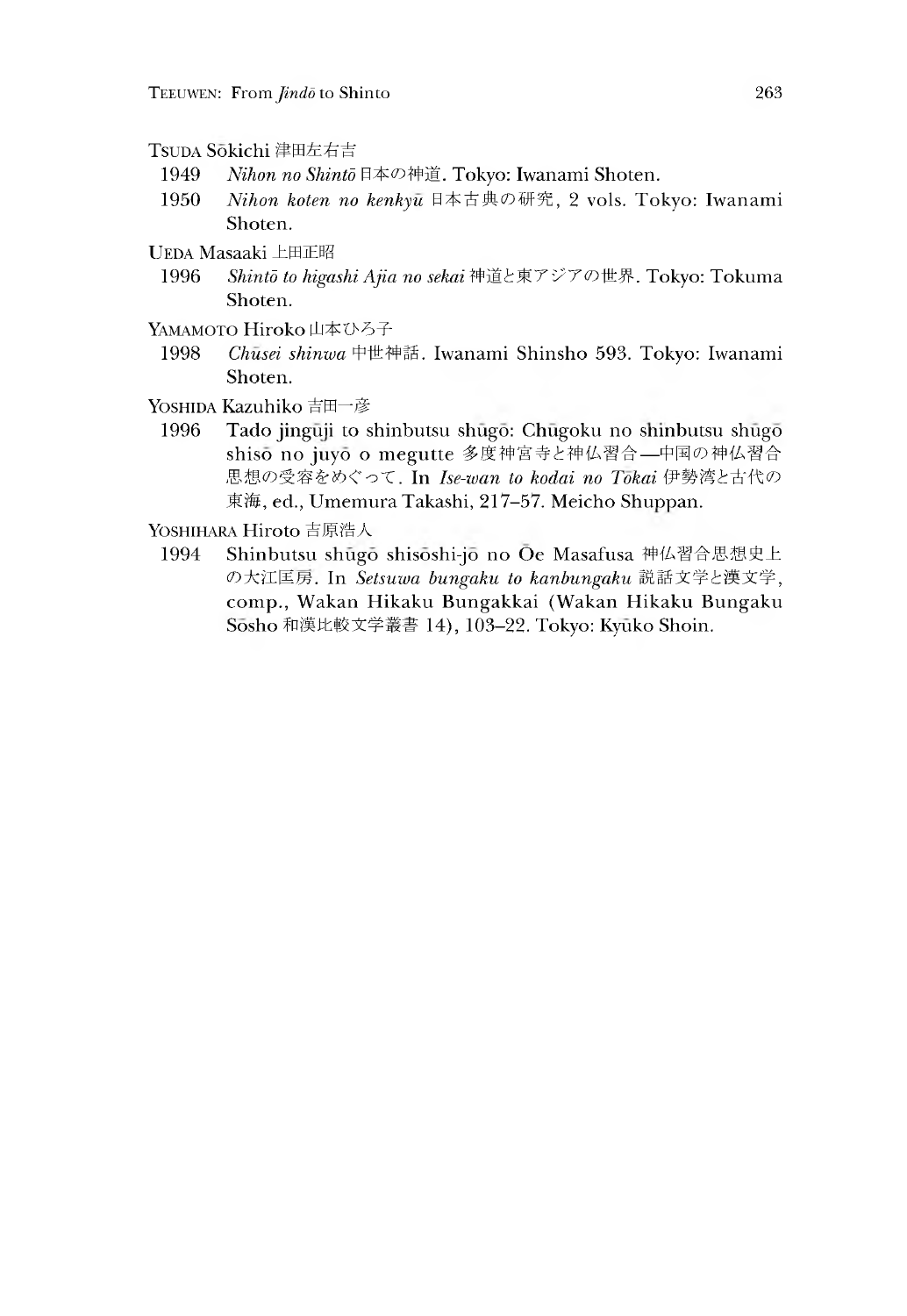Tsuda Sōkichi 津田左右吉

1949 *Nihon no Shintō* 日本の神道. Tokyo: Iwanami Shoten.

1950 *Nihon koten no kenkyū* 日本古典の研究, 2 vols. Tokyo: Iwanami Shoten.

Ueda Masaaki 上田正昭

1996 *Shintō to higashi Ajia no sekai* 神道と東アジアの世界. Tokyo: Tokuma Shoten.

Yamamoto Hiroko 山本ひろ子

1998 *Chūsei shinwa* 中世神話. Iwanami Shinsho 593. Tokyo: Iwanami Shoten.

Yoshida Kazuhiko 吉田一彦

1996 Tado jingūji to shinbutsu shūgō: Chūgoku no shinbutsu shūgō shisō no juyō o megutte 多度神宮寺と神仏習合—中国の神仏習合思想の受容をめぐって. In *Ise-wan to kodai no Tōkai* 伊勢湾と古代の東海, ed., Umemura Takashi, 217–57. Meicho Shuppan.

Yoshihara Hiroto 吉原浩人

1994 Shinbutsu shūgō shisōshi-jō no Ōe Masafusa 神仏習合思想史上の大江匡房. In *Setsuwa bungaku to kanbungaku* 説話文学と漢文学, comp., Wakan Hikaku Bungakkai (Wakan Hikaku Bungaku Sōsho 和漢比較文学叢書 14), 103–22. Tokyo: Kyūko Shoin.